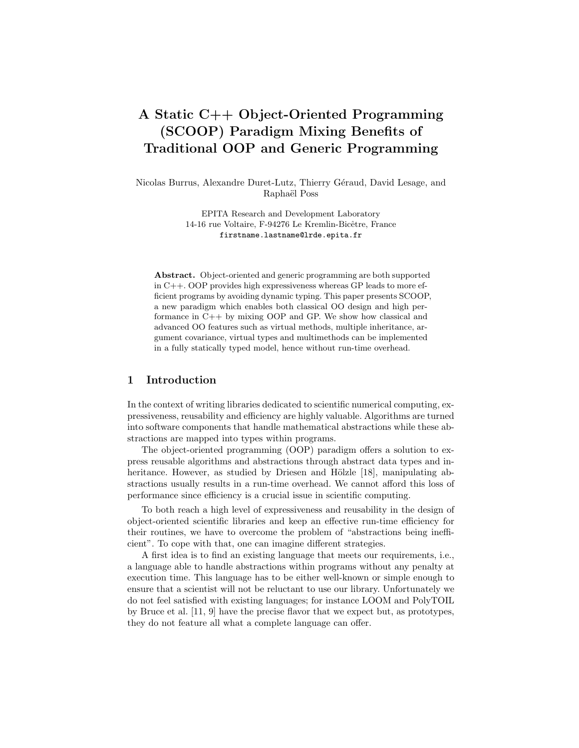# A Static C++ Object-Oriented Programming (SCOOP) Paradigm Mixing Benefits of Traditional OOP and Generic Programming

Nicolas Burrus, Alexandre Duret-Lutz, Thierry Géraud, David Lesage, and Raphaël Poss

EPITA Research and Development Laboratory
14-16 rue Voltaire, F-94276 Le Kremlin-Bicêtre, France
`firstname.lastname@lrde.epita.fr`

**Abstract.** Object-oriented and generic programming are both supported in C++. OOP provides high expressiveness whereas GP leads to more efficient programs by avoiding dynamic typing. This paper presents SCOOP, a new paradigm which enables both classical OO design and high performance in C++ by mixing OOP and GP. We show how classical and advanced OO features such as virtual methods, multiple inheritance, argument covariance, virtual types and multimethods can be implemented in a fully statically typed model, hence without run-time overhead.

## 1 Introduction

In the context of writing libraries dedicated to scientific numerical computing, expressiveness, reusability and efficiency are highly valuable. Algorithms are turned into software components that handle mathematical abstractions while these abstractions are mapped into types within programs.

The object-oriented programming (OOP) paradigm offers a solution to express reusable algorithms and abstractions through abstract data types and inheritance. However, as studied by Driesen and Hölzle [18], manipulating abstractions usually results in a run-time overhead. We cannot afford this loss of performance since efficiency is a crucial issue in scientific computing.

To both reach a high level of expressiveness and reusability in the design of object-oriented scientific libraries and keep an effective run-time efficiency for their routines, we have to overcome the problem of "abstractions being inefficient". To cope with that, one can imagine different strategies.

A first idea is to find an existing language that meets our requirements, i.e., a language able to handle abstractions within programs without any penalty at execution time. This language has to be either well-known or simple enough to ensure that a scientist will not be reluctant to use our library. Unfortunately we do not feel satisfied with existing languages; for instance LOOM and PolyTOIL by Bruce et al. [11, 9] have the precise flavor that we expect but, as prototypes, they do not feature all what a complete language can offer.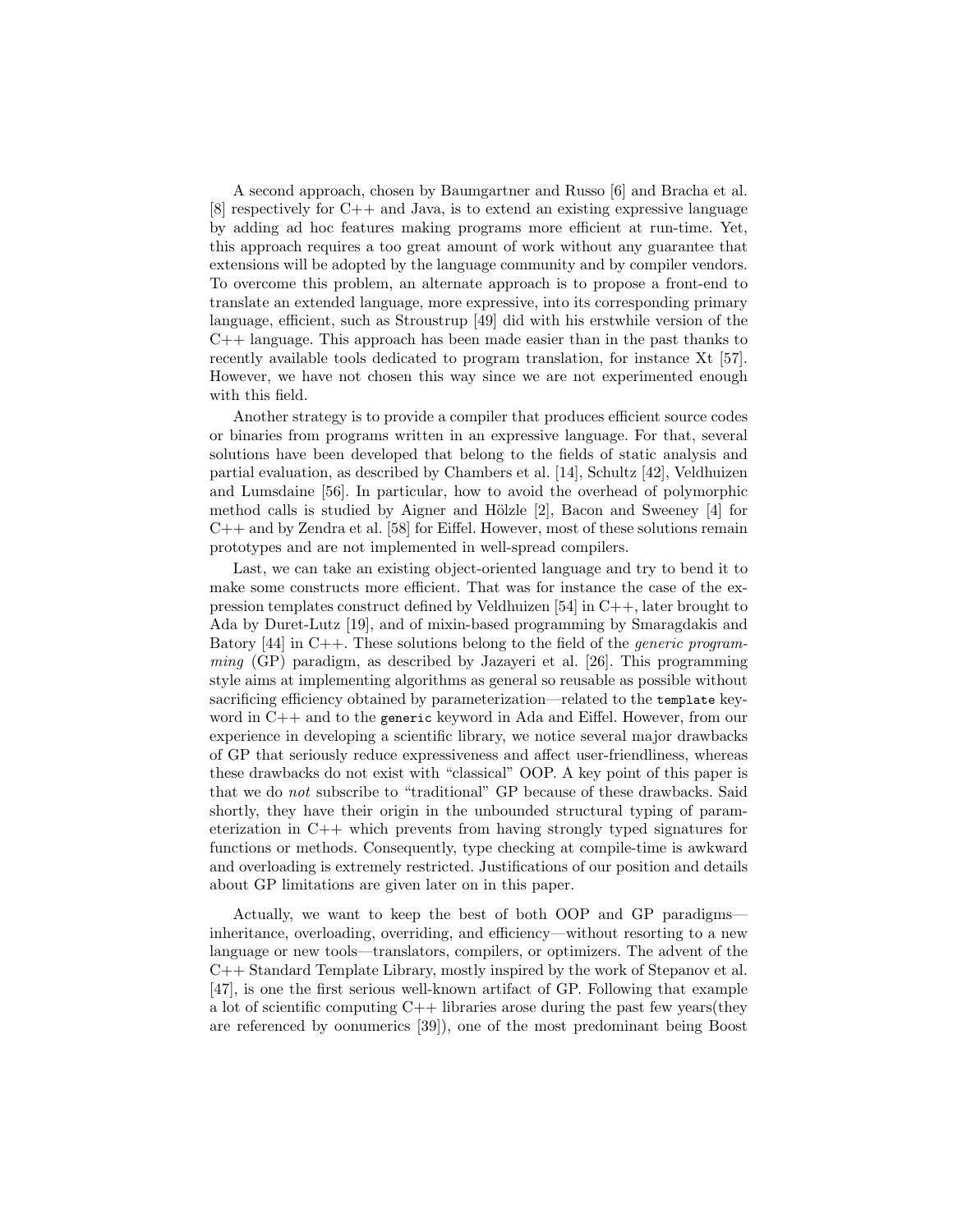A second approach, chosen by Baumgartner and Russo [6] and Bracha et al. [8] respectively for C++ and Java, is to extend an existing expressive language by adding ad hoc features making programs more efficient at run-time. Yet, this approach requires a too great amount of work without any guarantee that extensions will be adopted by the language community and by compiler vendors. To overcome this problem, an alternate approach is to propose a front-end to translate an extended language, more expressive, into its corresponding primary language, efficient, such as Stroustrup [49] did with his erstwhile version of the C++ language. This approach has been made easier than in the past thanks to recently available tools dedicated to program translation, for instance Xt [57]. However, we have not chosen this way since we are not experimented enough with this field.

Another strategy is to provide a compiler that produces efficient source codes or binaries from programs written in an expressive language. For that, several solutions have been developed that belong to the fields of static analysis and partial evaluation, as described by Chambers et al. [14], Schultz [42], Veldhuizen and Lumsdaine [56]. In particular, how to avoid the overhead of polymorphic method calls is studied by Aigner and Hölzle [2], Bacon and Sweeney [4] for C++ and by Zendra et al. [58] for Eiffel. However, most of these solutions remain prototypes and are not implemented in well-spread compilers.

Last, we can take an existing object-oriented language and try to bend it to make some constructs more efficient. That was for instance the case of the expression templates construct defined by Veldhuizen [54] in C++, later brought to Ada by Duret-Lutz [19], and of mixin-based programming by Smaragdakis and Batory [44] in C++. These solutions belong to the field of the *generic programming* (GP) paradigm, as described by Jazayeri et al. [26]. This programming style aims at implementing algorithms as general so reusable as possible without sacrificing efficiency obtained by parameterization—related to the `template` keyword in C++ and to the `generic` keyword in Ada and Eiffel. However, from our experience in developing a scientific library, we notice several major drawbacks of GP that seriously reduce expressiveness and affect user-friendliness, whereas these drawbacks do not exist with "classical" OOP. A key point of this paper is that we do *not* subscribe to "traditional" GP because of these drawbacks. Said shortly, they have their origin in the unbounded structural typing of parameterization in C++ which prevents from having strongly typed signatures for functions or methods. Consequently, type checking at compile-time is awkward and overloading is extremely restricted. Justifications of our position and details about GP limitations are given later on in this paper.

Actually, we want to keep the best of both OOP and GP paradigms—inheritance, overloading, overriding, and efficiency—without resorting to a new language or new tools—translators, compilers, or optimizers. The advent of the C++ Standard Template Library, mostly inspired by the work of Stepanov et al. [47], is one the first serious well-known artifact of GP. Following that example a lot of scientific computing C++ libraries arose during the past few years(they are referenced by oonumerics [39]), one of the most predominant being Boost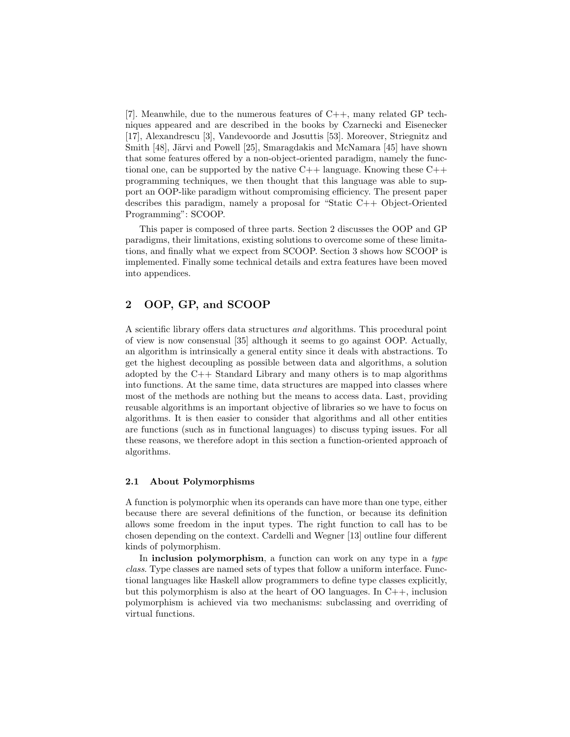[7]. Meanwhile, due to the numerous features of C++, many related GP techniques appeared and are described in the books by Czarnecki and Eisenecker [17], Alexandrescu [3], Vandevoorde and Josuttis [53]. Moreover, Striegnitz and Smith [48], Järvi and Powell [25], Smaragdakis and McNamara [45] have shown that some features offered by a non-object-oriented paradigm, namely the functional one, can be supported by the native C++ language. Knowing these C++ programming techniques, we then thought that this language was able to support an OOP-like paradigm without compromising efficiency. The present paper describes this paradigm, namely a proposal for "Static C++ Object-Oriented Programming": SCOOP.

This paper is composed of three parts. Section 2 discusses the OOP and GP paradigms, their limitations, existing solutions to overcome some of these limitations, and finally what we expect from SCOOP. Section 3 shows how SCOOP is implemented. Finally some technical details and extra features have been moved into appendices.

## 2 OOP, GP, and SCOOP

A scientific library offers data structures *and* algorithms. This procedural point of view is now consensual [35] although it seems to go against OOP. Actually, an algorithm is intrinsically a general entity since it deals with abstractions. To get the highest decoupling as possible between data and algorithms, a solution adopted by the C++ Standard Library and many others is to map algorithms into functions. At the same time, data structures are mapped into classes where most of the methods are nothing but the means to access data. Last, providing reusable algorithms is an important objective of libraries so we have to focus on algorithms. It is then easier to consider that algorithms and all other entities are functions (such as in functional languages) to discuss typing issues. For all these reasons, we therefore adopt in this section a function-oriented approach of algorithms.

### 2.1 About Polymorphisms

A function is polymorphic when its operands can have more than one type, either because there are several definitions of the function, or because its definition allows some freedom in the input types. The right function to call has to be chosen depending on the context. Cardelli and Wegner [13] outline four different kinds of polymorphism.

In **inclusion polymorphism**, a function can work on any type in a *type class*. Type classes are named sets of types that follow a uniform interface. Functional languages like Haskell allow programmers to define type classes explicitly, but this polymorphism is also at the heart of OO languages. In C++, inclusion polymorphism is achieved via two mechanisms: subclassing and overriding of virtual functions.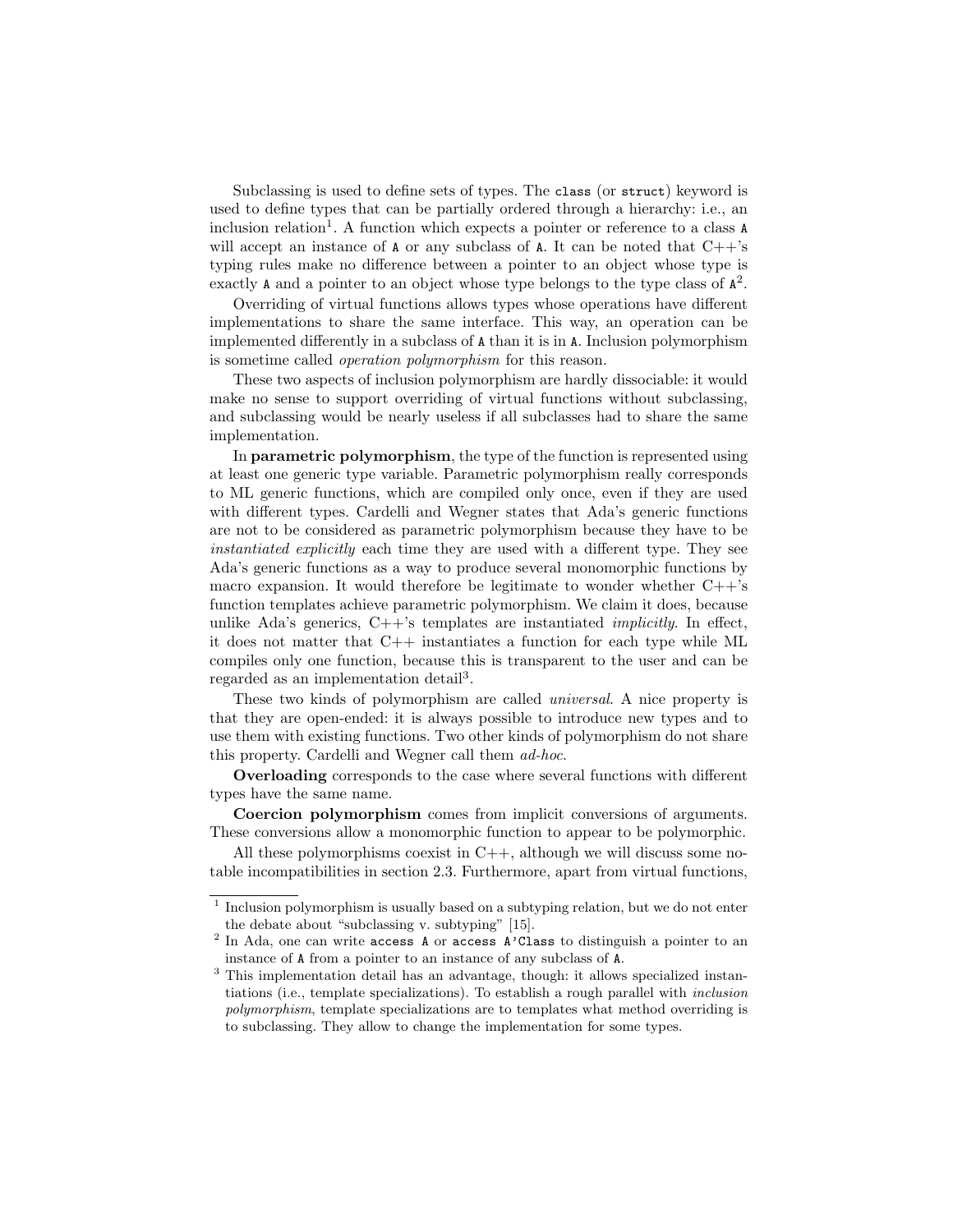Subclassing is used to define sets of types. The `class` (or `struct`) keyword is used to define types that can be partially ordered through a hierarchy: i.e., an inclusion relation[1]. A function which expects a pointer or reference to a class `A` will accept an instance of `A` or any subclass of `A`. It can be noted that C++'s typing rules make no difference between a pointer to an object whose type is exactly `A` and a pointer to an object whose type belongs to the type class of `A`[2].

Overriding of virtual functions allows types whose operations have different implementations to share the same interface. This way, an operation can be implemented differently in a subclass of `A` than it is in `A`. Inclusion polymorphism is sometime called *operation polymorphism* for this reason.

These two aspects of inclusion polymorphism are hardly dissociable: it would make no sense to support overriding of virtual functions without subclassing, and subclassing would be nearly useless if all subclasses had to share the same implementation.

In **parametric polymorphism**, the type of the function is represented using at least one generic type variable. Parametric polymorphism really corresponds to ML generic functions, which are compiled only once, even if they are used with different types. Cardelli and Wegner states that Ada's generic functions are not to be considered as parametric polymorphism because they have to be *instantiated explicitly* each time they are used with a different type. They see Ada's generic functions as a way to produce several monomorphic functions by macro expansion. It would therefore be legitimate to wonder whether C++'s function templates achieve parametric polymorphism. We claim it does, because unlike Ada's generics, C++'s templates are instantiated *implicitly*. In effect, it does not matter that C++ instantiates a function for each type while ML compiles only one function, because this is transparent to the user and can be regarded as an implementation detail[3].

These two kinds of polymorphism are called *universal*. A nice property is that they are open-ended: it is always possible to introduce new types and to use them with existing functions. Two other kinds of polymorphism do not share this property. Cardelli and Wegner call them *ad-hoc*.

**Overloading** corresponds to the case where several functions with different types have the same name.

**Coercion polymorphism** comes from implicit conversions of arguments. These conversions allow a monomorphic function to appear to be polymorphic.

All these polymorphisms coexist in C++, although we will discuss some notable incompatibilities in section 2.3. Furthermore, apart from virtual functions,

---

[1] Inclusion polymorphism is usually based on a subtyping relation, but we do not enter the debate about "subclassing v. subtyping" [15].

[2] In Ada, one can write `access A` or `access A'Class` to distinguish a pointer to an instance of `A` from a pointer to an instance of any subclass of `A`.

[3] This implementation detail has an advantage, though: it allows specialized instantiations (i.e., template specializations). To establish a rough parallel with *inclusion polymorphism*, template specializations are to templates what method overriding is to subclassing. They allow to change the implementation for some types.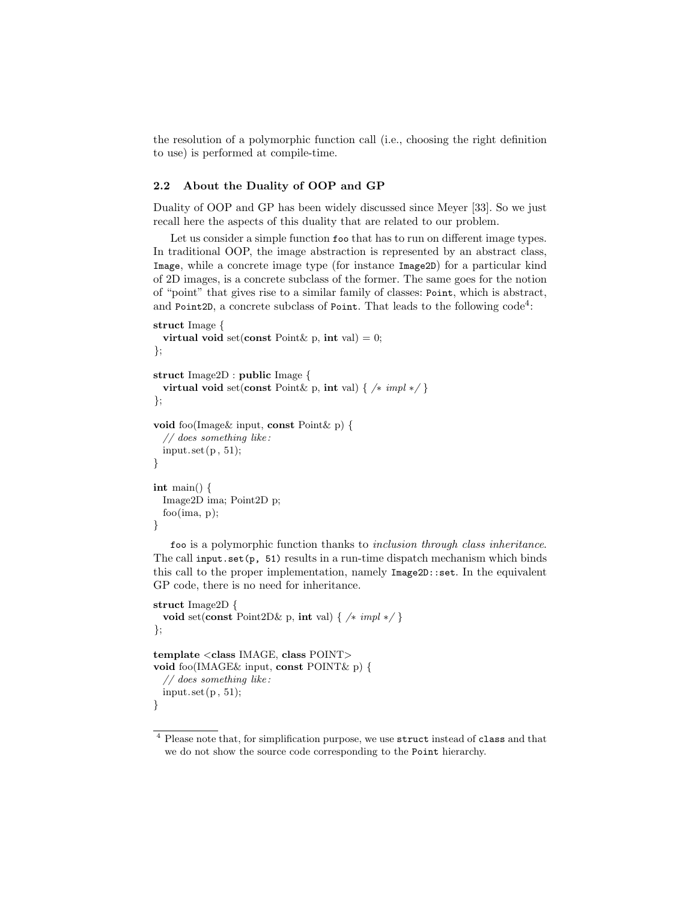the resolution of a polymorphic function call (i.e., choosing the right definition to use) is performed at compile-time.

### 2.2 About the Duality of OOP and GP

Duality of OOP and GP has been widely discussed since Meyer [33]. So we just recall here the aspects of this duality that are related to our problem.

Let us consider a simple function `foo` that has to run on different image types. In traditional OOP, the image abstraction is represented by an abstract class, `Image`, while a concrete image type (for instance `Image2D`) for a particular kind of 2D images, is a concrete subclass of the former. The same goes for the notion of "point" that gives rise to a similar family of classes: `Point`, which is abstract, and `Point2D`, a concrete subclass of `Point`. That leads to the following code[4]:

```
struct Image {
  virtual void set(const Point& p, int val) = 0;
};

struct Image2D : public Image {
  virtual void set(const Point& p, int val) { /* impl */ }
};

void foo(Image& input, const Point& p) {
  // does something like:
  input.set(p, 51);
}

int main() {
  Image2D ima; Point2D p;
  foo(ima, p);
}
```

`foo` is a polymorphic function thanks to *inclusion through class inheritance*. The call `input.set(p, 51)` results in a run-time dispatch mechanism which binds this call to the proper implementation, namely `Image2D::set`. In the equivalent GP code, there is no need for inheritance.

```
struct Image2D {
  void set(const Point2D& p, int val) { /* impl */ }
};

template <class IMAGE, class POINT>
void foo(IMAGE& input, const POINT& p) {
  // does something like:
  input.set(p, 51);
}
```

[4] Please note that, for simplification purpose, we use `struct` instead of `class` and that we do not show the source code corresponding to the `Point` hierarchy.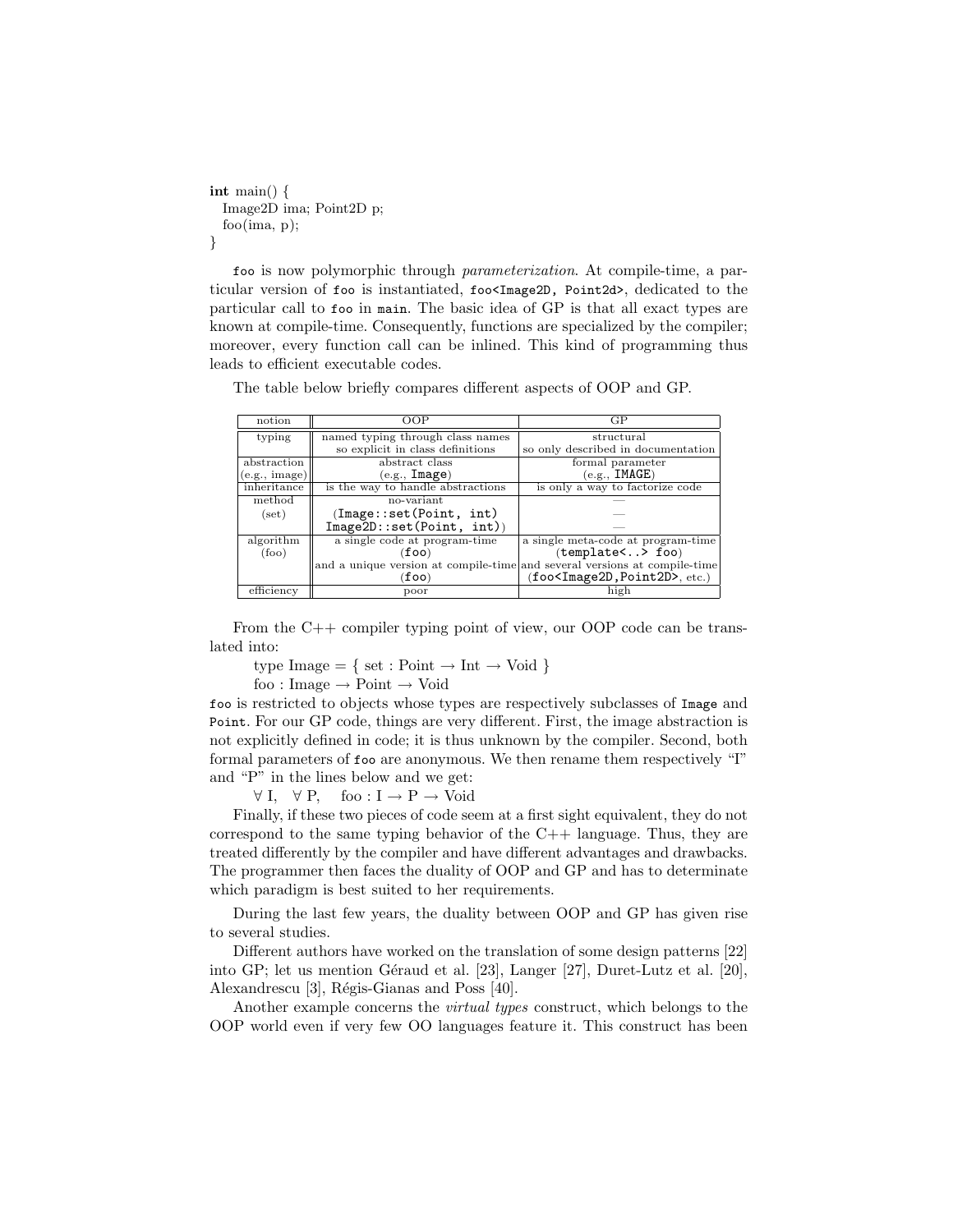```
int main() {
  Image2D ima; Point2D p;
  foo(ima, p);
}
```

`foo` is now polymorphic through *parameterization*. At compile-time, a particular version of `foo` is instantiated, `foo<Image2D, Point2d>`, dedicated to the particular call to `foo` in `main`. The basic idea of GP is that all exact types are known at compile-time. Consequently, functions are specialized by the compiler; moreover, every function call can be inlined. This kind of programming thus leads to efficient executable codes.

The table below briefly compares different aspects of OOP and GP.

| notion | OOP | GP |
|---|---|---|
| typing | named typing through class names so explicit in class definitions | structural so only described in documentation |
| abstraction (e.g., image) | abstract class (e.g., `Image`) | formal parameter (e.g., `IMAGE`) |
| inheritance | is the way to handle abstractions | is only a way to factorize code |
| method (set) | no-variant (`Image::set(Point, int)` `Image2D::set(Point, int)`) | — |
| algorithm (foo) | a single code at program-time (`foo`) and a unique version at compile-time (`foo`) | a single meta-code at program-time (`template<..> foo`) and several versions at compile-time (`foo<Image2D,Point2D>`, etc.) |
| efficiency | poor | high |

From the C++ compiler typing point of view, our OOP code can be translated into:

type Image = { set : Point → Int → Void }

foo : Image → Point → Void

`foo` is restricted to objects whose types are respectively subclasses of `Image` and `Point`. For our GP code, things are very different. First, the image abstraction is not explicitly defined in code; it is thus unknown by the compiler. Second, both formal parameters of `foo` are anonymous. We then rename them respectively "I" and "P" in the lines below and we get:

$\forall$ I, $\forall$ P, foo : I → P → Void

Finally, if these two pieces of code seem at a first sight equivalent, they do not correspond to the same typing behavior of the C++ language. Thus, they are treated differently by the compiler and have different advantages and drawbacks. The programmer then faces the duality of OOP and GP and has to determinate which paradigm is best suited to her requirements.

During the last few years, the duality between OOP and GP has given rise to several studies.

Different authors have worked on the translation of some design patterns [22] into GP; let us mention Géraud et al. [23], Langer [27], Duret-Lutz et al. [20], Alexandrescu [3], Régis-Gianas and Poss [40].

Another example concerns the *virtual types* construct, which belongs to the OOP world even if very few OO languages feature it. This construct has been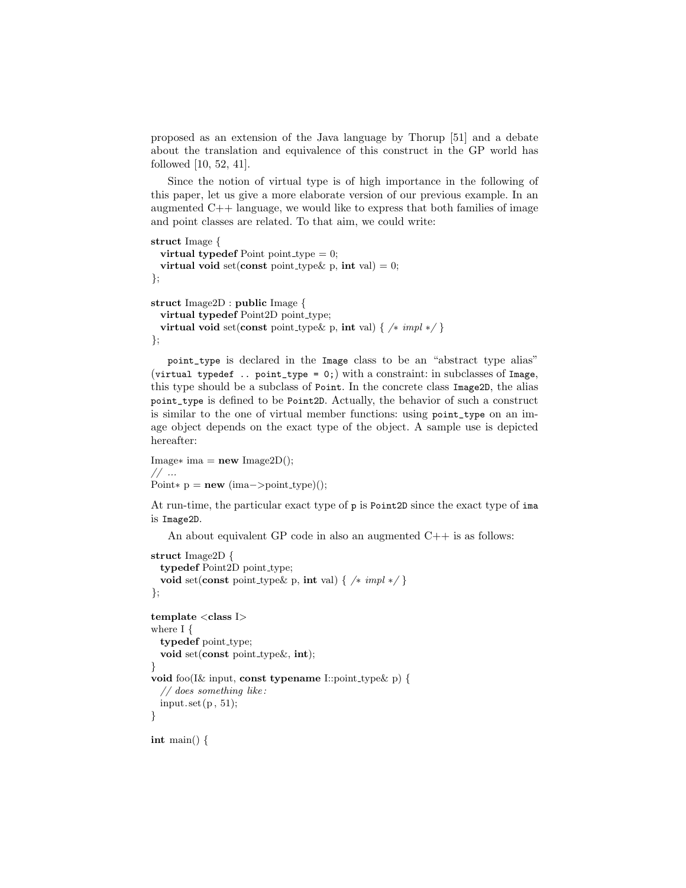proposed as an extension of the Java language by Thorup [51] and a debate about the translation and equivalence of this construct in the GP world has followed [10, 52, 41].

Since the notion of virtual type is of high importance in the following of this paper, let us give a more elaborate version of our previous example. In an augmented C++ language, we would like to express that both families of image and point classes are related. To that aim, we could write:

```
struct Image {
  virtual typedef Point point_type = 0;
  virtual void set(const point_type& p, int val) = 0;
};

struct Image2D : public Image {
  virtual typedef Point2D point_type;
  virtual void set(const point_type& p, int val) { /* impl */ }
};
```

`point_type` is declared in the `Image` class to be an "abstract type alias" (`virtual typedef .. point_type = 0;`) with a constraint: in subclasses of `Image`, this type should be a subclass of `Point`. In the concrete class `Image2D`, the alias `point_type` is defined to be `Point2D`. Actually, the behavior of such a construct is similar to the one of virtual member functions: using `point_type` on an image object depends on the exact type of the object. A sample use is depicted hereafter:

```
Image* ima = new Image2D();
// ...
Point* p = new (ima->point_type)();
```

At run-time, the particular exact type of `p` is `Point2D` since the exact type of `ima` is `Image2D`.

An about equivalent GP code in also an augmented C++ is as follows:

```
struct Image2D {
  typedef Point2D point_type;
  void set(const point_type& p, int val) { /* impl */ }
};

template <class I>
where I {
  typedef point_type;
  void set(const point_type&, int);
}
void foo(I& input, const typename I::point_type& p) {
  // does something like:
  input.set(p, 51);
}

int main() {
```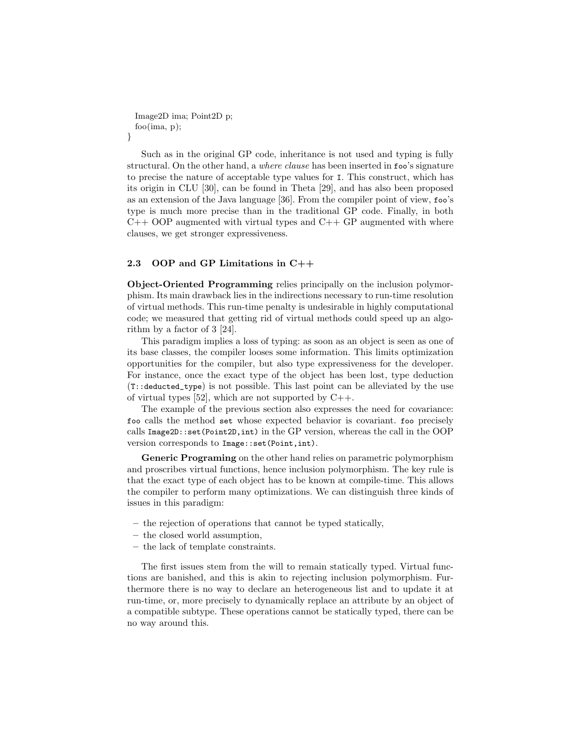```
  Image2D ima; Point2D p;
  foo(ima, p);
}
```

Such as in the original GP code, inheritance is not used and typing is fully structural. On the other hand, a *where clause* has been inserted in `foo`'s signature to precise the nature of acceptable type values for `I`. This construct, which has its origin in CLU [30], can be found in Theta [29], and has also been proposed as an extension of the Java language [36]. From the compiler point of view, `foo`'s type is much more precise than in the traditional GP code. Finally, in both C++ OOP augmented with virtual types and C++ GP augmented with where clauses, we get stronger expressiveness.

### 2.3 OOP and GP Limitations in C++

**Object-Oriented Programming** relies principally on the inclusion polymorphism. Its main drawback lies in the indirections necessary to run-time resolution of virtual methods. This run-time penalty is undesirable in highly computational code; we measured that getting rid of virtual methods could speed up an algorithm by a factor of 3 [24].

This paradigm implies a loss of typing: as soon as an object is seen as one of its base classes, the compiler looses some information. This limits optimization opportunities for the compiler, but also type expressiveness for the developer. For instance, once the exact type of the object has been lost, type deduction (`T::deducted_type`) is not possible. This last point can be alleviated by the use of virtual types [52], which are not supported by C++.

The example of the previous section also expresses the need for covariance: `foo` calls the method `set` whose expected behavior is covariant. `foo` precisely calls `Image2D::set(Point2D,int)` in the GP version, whereas the call in the OOP version corresponds to `Image::set(Point,int)`.

**Generic Programing** on the other hand relies on parametric polymorphism and proscribes virtual functions, hence inclusion polymorphism. The key rule is that the exact type of each object has to be known at compile-time. This allows the compiler to perform many optimizations. We can distinguish three kinds of issues in this paradigm:

- the rejection of operations that cannot be typed statically,
- the closed world assumption,
- the lack of template constraints.

The first issues stem from the will to remain statically typed. Virtual functions are banished, and this is akin to rejecting inclusion polymorphism. Furthermore there is no way to declare an heterogeneous list and to update it at run-time, or, more precisely to dynamically replace an attribute by an object of a compatible subtype. These operations cannot be statically typed, there can be no way around this.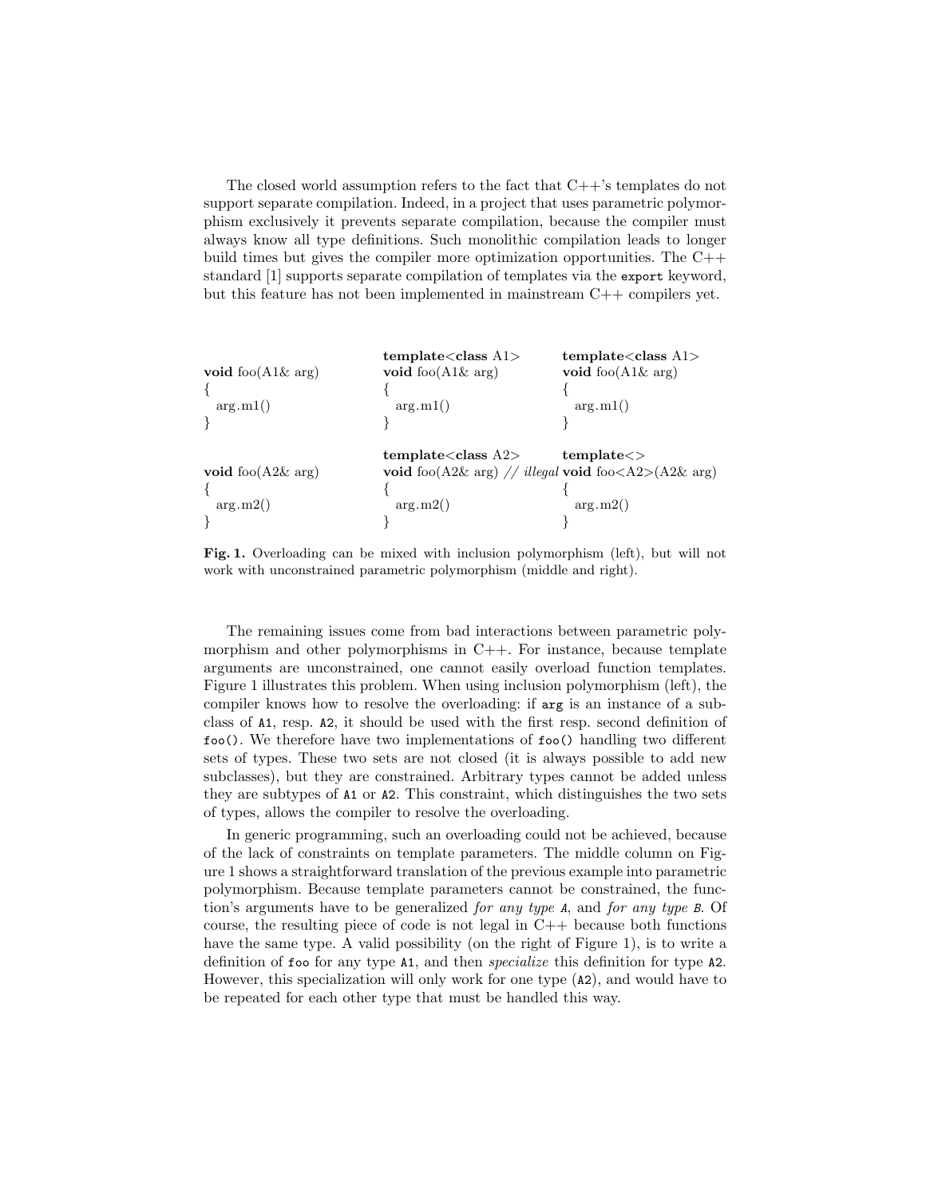The closed world assumption refers to the fact that C++'s templates do not support separate compilation. Indeed, in a project that uses parametric polymorphism exclusively it prevents separate compilation, because the compiler must always know all type definitions. Such monolithic compilation leads to longer build times but gives the compiler more optimization opportunities. The C++ standard [1] supports separate compilation of templates via the `export` keyword, but this feature has not been implemented in mainstream C++ compilers yet.

```cpp
// left
void foo(A1& arg)
{
  arg.m1()
}

void foo(A2& arg)
{
  arg.m2()
}
```

```cpp
// middle
template<class A1>
void foo(A1& arg)
{
  arg.m1()
}

template<class A2>
void foo(A2& arg) // illegal
{
  arg.m2()
}
```

```cpp
// right
template<class A1>
void foo(A1& arg)
{
  arg.m1()
}

template<>
void foo<A2>(A2& arg)
{
  arg.m2()
}
```

**Fig. 1.** Overloading can be mixed with inclusion polymorphism (left), but will not work with unconstrained parametric polymorphism (middle and right).

The remaining issues come from bad interactions between parametric polymorphism and other polymorphisms in C++. For instance, because template arguments are unconstrained, one cannot easily overload function templates. Figure 1 illustrates this problem. When using inclusion polymorphism (left), the compiler knows how to resolve the overloading: if `arg` is an instance of a subclass of `A1`, resp. `A2`, it should be used with the first resp. second definition of `foo()`. We therefore have two implementations of `foo()` handling two different sets of types. These two sets are not closed (it is always possible to add new subclasses), but they are constrained. Arbitrary types cannot be added unless they are subtypes of `A1` or `A2`. This constraint, which distinguishes the two sets of types, allows the compiler to resolve the overloading.

In generic programming, such an overloading could not be achieved, because of the lack of constraints on template parameters. The middle column on Figure 1 shows a straightforward translation of the previous example into parametric polymorphism. Because template parameters cannot be constrained, the function's arguments have to be generalized *for any type* `A`, and *for any type* `B`. Of course, the resulting piece of code is not legal in C++ because both functions have the same type. A valid possibility (on the right of Figure 1), is to write a definition of `foo` for any type `A1`, and then *specialize* this definition for type `A2`. However, this specialization will only work for one type (`A2`), and would have to be repeated for each other type that must be handled this way.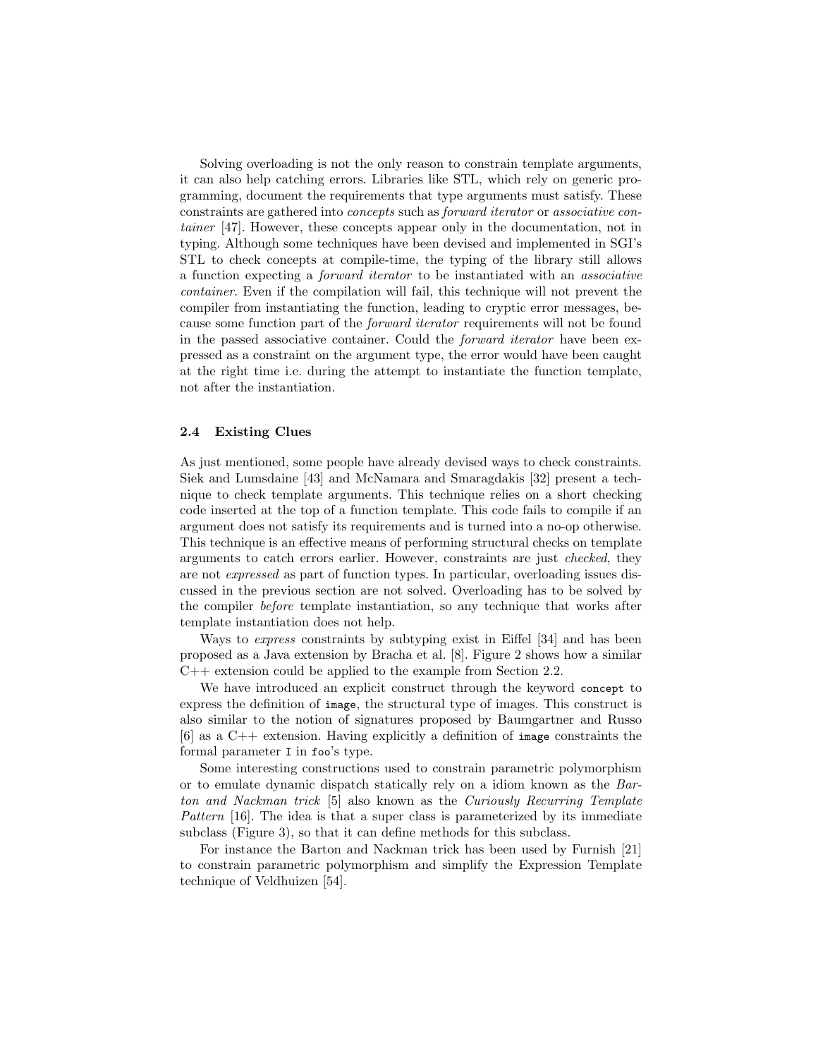Solving overloading is not the only reason to constrain template arguments, it can also help catching errors. Libraries like STL, which rely on generic programming, document the requirements that type arguments must satisfy. These constraints are gathered into *concepts* such as *forward iterator* or *associative container* [47]. However, these concepts appear only in the documentation, not in typing. Although some techniques have been devised and implemented in SGI's STL to check concepts at compile-time, the typing of the library still allows a function expecting a *forward iterator* to be instantiated with an *associative container*. Even if the compilation will fail, this technique will not prevent the compiler from instantiating the function, leading to cryptic error messages, because some function part of the *forward iterator* requirements will not be found in the passed associative container. Could the *forward iterator* have been expressed as a constraint on the argument type, the error would have been caught at the right time i.e. during the attempt to instantiate the function template, not after the instantiation.

### 2.4 Existing Clues

As just mentioned, some people have already devised ways to check constraints. Siek and Lumsdaine [43] and McNamara and Smaragdakis [32] present a technique to check template arguments. This technique relies on a short checking code inserted at the top of a function template. This code fails to compile if an argument does not satisfy its requirements and is turned into a no-op otherwise. This technique is an effective means of performing structural checks on template arguments to catch errors earlier. However, constraints are just *checked*, they are not *expressed* as part of function types. In particular, overloading issues discussed in the previous section are not solved. Overloading has to be solved by the compiler *before* template instantiation, so any technique that works after template instantiation does not help.

Ways to *express* constraints by subtyping exist in Eiffel [34] and has been proposed as a Java extension by Bracha et al. [8]. Figure 2 shows how a similar C++ extension could be applied to the example from Section 2.2.

We have introduced an explicit construct through the keyword `concept` to express the definition of `image`, the structural type of images. This construct is also similar to the notion of signatures proposed by Baumgartner and Russo [6] as a C++ extension. Having explicitly a definition of `image` constraints the formal parameter `I` in `foo`'s type.

Some interesting constructions used to constrain parametric polymorphism or to emulate dynamic dispatch statically rely on a idiom known as the *Barton and Nackman trick* [5] also known as the *Curiously Recurring Template Pattern* [16]. The idea is that a super class is parameterized by its immediate subclass (Figure 3), so that it can define methods for this subclass.

For instance the Barton and Nackman trick has been used by Furnish [21] to constrain parametric polymorphism and simplify the Expression Template technique of Veldhuizen [54].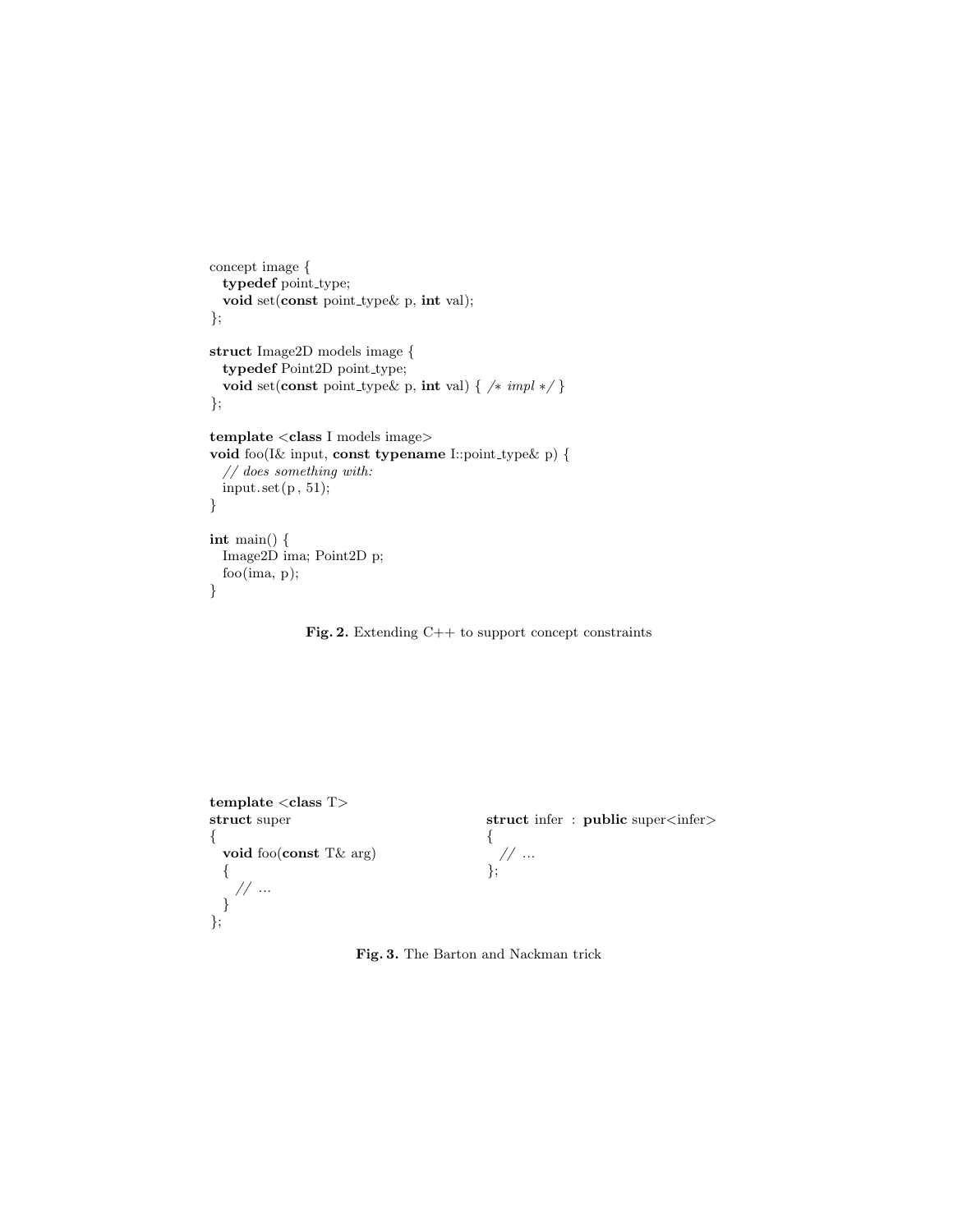```
concept image {
  typedef point_type;
  void set(const point_type& p, int val);
};

struct Image2D models image {
  typedef Point2D point_type;
  void set(const point_type& p, int val) { /* impl */ }
};

template <class I models image>
void foo(I& input, const typename I::point_type& p) {
  // does something with:
  input.set(p, 51);
}

int main() {
  Image2D ima; Point2D p;
  foo(ima, p);
}
```

**Fig. 2.** Extending C++ to support concept constraints

```
template <class T>
struct super
{
  void foo(const T& arg)
  {
    // ...
  }
};
```

```
struct infer : public super<infer>
{
  // ...
};
```

**Fig. 3.** The Barton and Nackman trick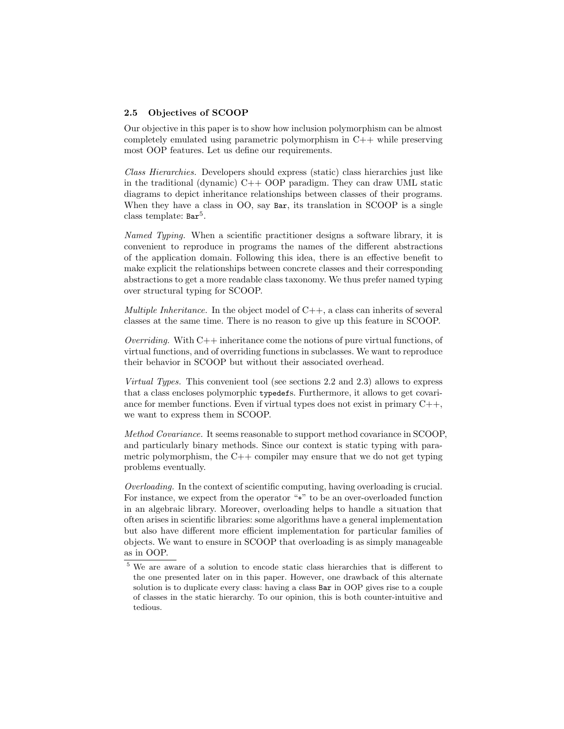### 2.5 Objectives of SCOOP

Our objective in this paper is to show how inclusion polymorphism can be almost completely emulated using parametric polymorphism in C++ while preserving most OOP features. Let us define our requirements.

*Class Hierarchies.* Developers should express (static) class hierarchies just like in the traditional (dynamic) C++ OOP paradigm. They can draw UML static diagrams to depict inheritance relationships between classes of their programs. When they have a class in OO, say `Bar`, its translation in SCOOP is a single class template: `Bar`[5].

*Named Typing.* When a scientific practitioner designs a software library, it is convenient to reproduce in programs the names of the different abstractions of the application domain. Following this idea, there is an effective benefit to make explicit the relationships between concrete classes and their corresponding abstractions to get a more readable class taxonomy. We thus prefer named typing over structural typing for SCOOP.

*Multiple Inheritance.* In the object model of C++, a class can inherits of several classes at the same time. There is no reason to give up this feature in SCOOP.

*Overriding.* With C++ inheritance come the notions of pure virtual functions, of virtual functions, and of overriding functions in subclasses. We want to reproduce their behavior in SCOOP but without their associated overhead.

*Virtual Types.* This convenient tool (see sections 2.2 and 2.3) allows to express that a class encloses polymorphic `typedef`s. Furthermore, it allows to get covariance for member functions. Even if virtual types does not exist in primary C++, we want to express them in SCOOP.

*Method Covariance.* It seems reasonable to support method covariance in SCOOP, and particularly binary methods. Since our context is static typing with parametric polymorphism, the C++ compiler may ensure that we do not get typing problems eventually.

*Overloading.* In the context of scientific computing, having overloading is crucial. For instance, we expect from the operator "`+`" to be an over-overloaded function in an algebraic library. Moreover, overloading helps to handle a situation that often arises in scientific libraries: some algorithms have a general implementation but also have different more efficient implementation for particular families of objects. We want to ensure in SCOOP that overloading is as simply manageable as in OOP.

[5] We are aware of a solution to encode static class hierarchies that is different to the one presented later on in this paper. However, one drawback of this alternate solution is to duplicate every class: having a class `Bar` in OOP gives rise to a couple of classes in the static hierarchy. To our opinion, this is both counter-intuitive and tedious.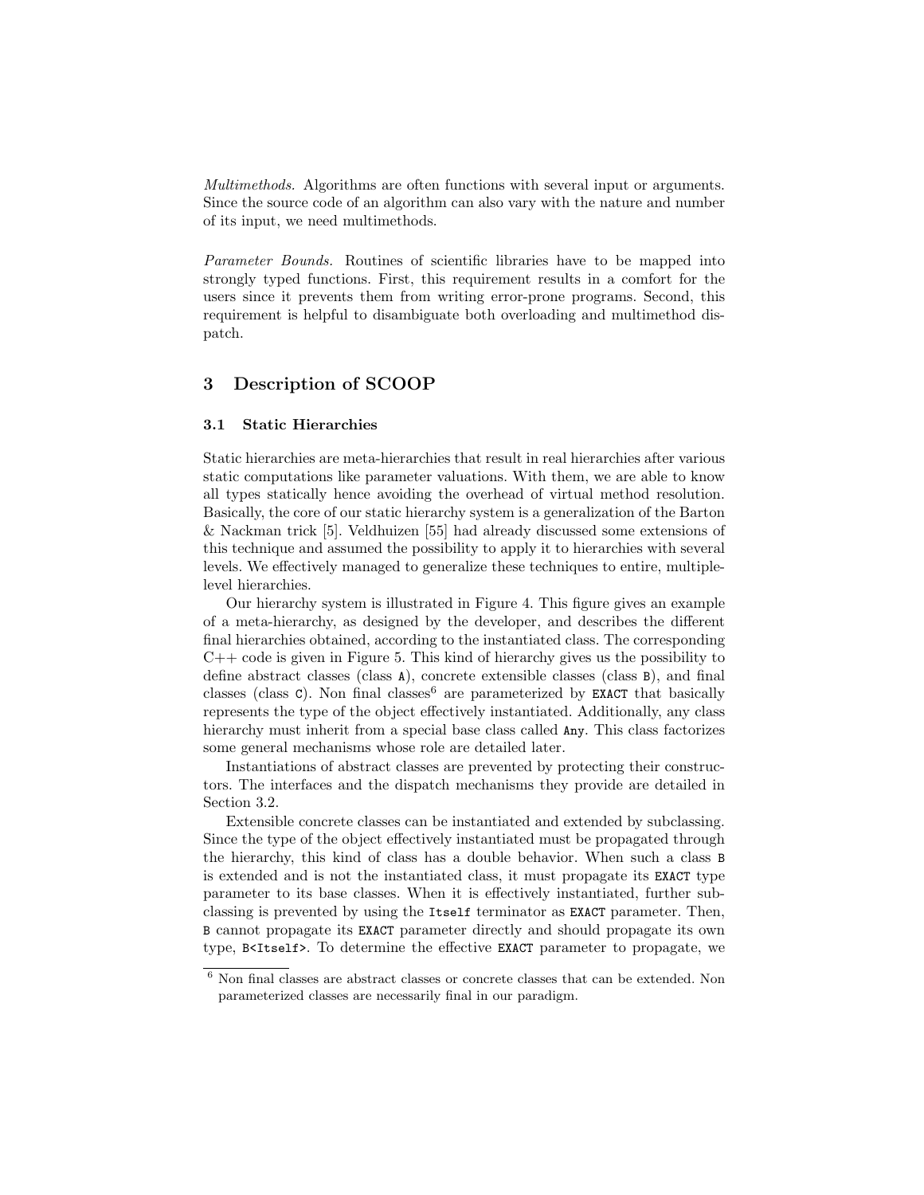*Multimethods.* Algorithms are often functions with several input or arguments. Since the source code of an algorithm can also vary with the nature and number of its input, we need multimethods.

*Parameter Bounds.* Routines of scientific libraries have to be mapped into strongly typed functions. First, this requirement results in a comfort for the users since it prevents them from writing error-prone programs. Second, this requirement is helpful to disambiguate both overloading and multimethod dispatch.

## 3 Description of SCOOP

### 3.1 Static Hierarchies

Static hierarchies are meta-hierarchies that result in real hierarchies after various static computations like parameter valuations. With them, we are able to know all types statically hence avoiding the overhead of virtual method resolution. Basically, the core of our static hierarchy system is a generalization of the Barton & Nackman trick [5]. Veldhuizen [55] had already discussed some extensions of this technique and assumed the possibility to apply it to hierarchies with several levels. We effectively managed to generalize these techniques to entire, multiple-level hierarchies.

Our hierarchy system is illustrated in Figure 4. This figure gives an example of a meta-hierarchy, as designed by the developer, and describes the different final hierarchies obtained, according to the instantiated class. The corresponding C++ code is given in Figure 5. This kind of hierarchy gives us the possibility to define abstract classes (class `A`), concrete extensible classes (class `B`), and final classes (class `C`). Non final classes[6] are parameterized by `EXACT` that basically represents the type of the object effectively instantiated. Additionally, any class hierarchy must inherit from a special base class called `Any`. This class factorizes some general mechanisms whose role are detailed later.

Instantiations of abstract classes are prevented by protecting their constructors. The interfaces and the dispatch mechanisms they provide are detailed in Section 3.2.

Extensible concrete classes can be instantiated and extended by subclassing. Since the type of the object effectively instantiated must be propagated through the hierarchy, this kind of class has a double behavior. When such a class `B` is extended and is not the instantiated class, it must propagate its `EXACT` type parameter to its base classes. When it is effectively instantiated, further subclassing is prevented by using the `Itself` terminator as `EXACT` parameter. Then, `B` cannot propagate its `EXACT` parameter directly and should propagate its own type, `B<Itself>`. To determine the effective `EXACT` parameter to propagate, we

[6] Non final classes are abstract classes or concrete classes that can be extended. Non parameterized classes are necessarily final in our paradigm.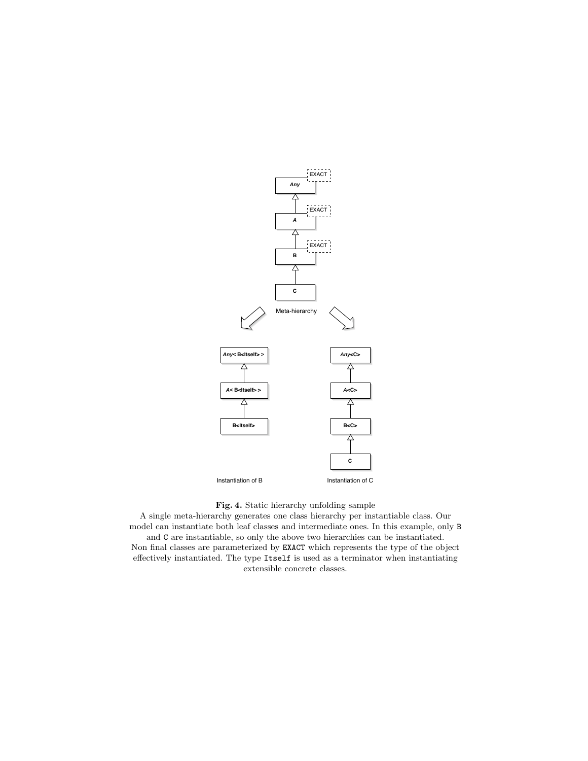**Fig. 4.** Static hierarchy unfolding sample

A single meta-hierarchy generates one class hierarchy per instantiable class. Our model can instantiate both leaf classes and intermediate ones. In this example, only `B` and `C` are instantiable, so only the above two hierarchies can be instantiated. Non final classes are parameterized by `EXACT` which represents the type of the object effectively instantiated. The type `Itself` is used as a terminator when instantiating extensible concrete classes.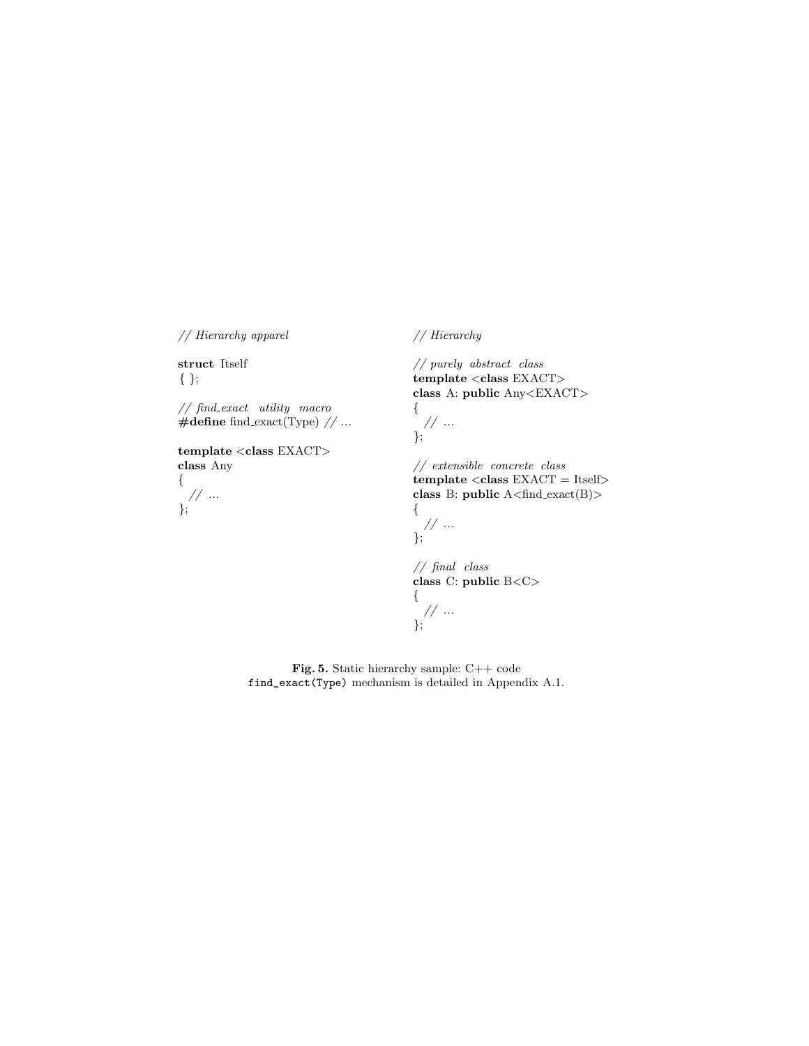```cpp
// Hierarchy apparel

struct Itself
{ };

// find_exact  utility  macro
#define find_exact(Type) // ...

template <class EXACT>
class Any
{
  // ...
};
```

```cpp
// Hierarchy

// purely  abstract  class
template <class EXACT>
class A: public Any<EXACT>
{
  // ...
};

// extensible  concrete  class
template <class EXACT = Itself>
class B: public A<find_exact(B)>
{
  // ...
};

// final  class
class C: public B<C>
{
  // ...
};
```

**Fig. 5.** Static hierarchy sample: C++ code
`find_exact(Type)` mechanism is detailed in Appendix A.1.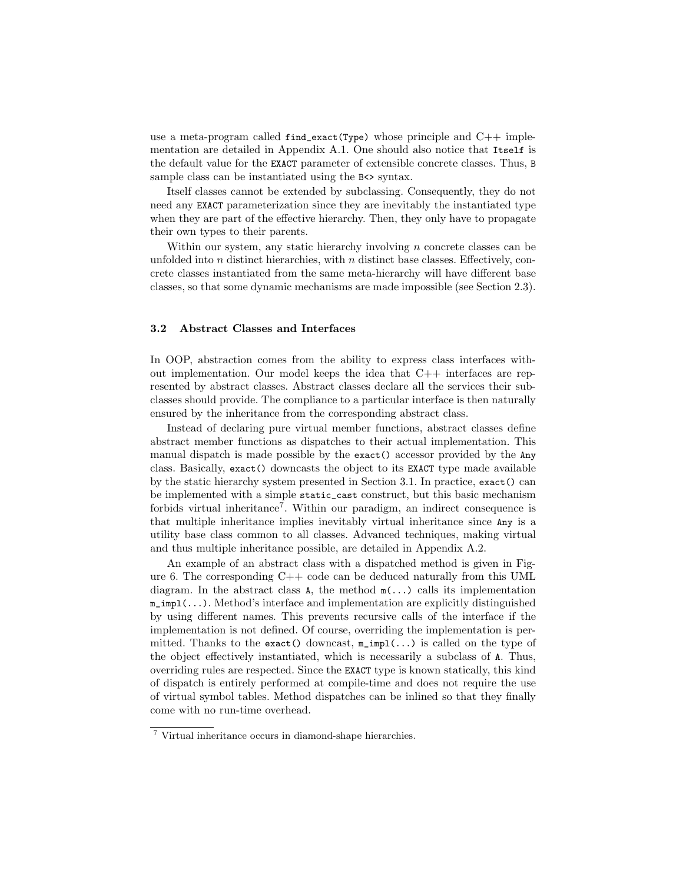use a meta-program called `find_exact(Type)` whose principle and C++ implementation are detailed in Appendix A.1. One should also notice that `Itself` is the default value for the `EXACT` parameter of extensible concrete classes. Thus, `B` sample class can be instantiated using the `B<>` syntax.

Itself classes cannot be extended by subclassing. Consequently, they do not need any `EXACT` parameterization since they are inevitably the instantiated type when they are part of the effective hierarchy. Then, they only have to propagate their own types to their parents.

Within our system, any static hierarchy involving $n$ concrete classes can be unfolded into $n$ distinct hierarchies, with $n$ distinct base classes. Effectively, concrete classes instantiated from the same meta-hierarchy will have different base classes, so that some dynamic mechanisms are made impossible (see Section 2.3).

### 3.2 Abstract Classes and Interfaces

In OOP, abstraction comes from the ability to express class interfaces without implementation. Our model keeps the idea that C++ interfaces are represented by abstract classes. Abstract classes declare all the services their subclasses should provide. The compliance to a particular interface is then naturally ensured by the inheritance from the corresponding abstract class.

Instead of declaring pure virtual member functions, abstract classes define abstract member functions as dispatches to their actual implementation. This manual dispatch is made possible by the `exact()` accessor provided by the `Any` class. Basically, `exact()` downcasts the object to its `EXACT` type made available by the static hierarchy system presented in Section 3.1. In practice, `exact()` can be implemented with a simple `static_cast` construct, but this basic mechanism forbids virtual inheritance[7]. Within our paradigm, an indirect consequence is that multiple inheritance implies inevitably virtual inheritance since `Any` is a utility base class common to all classes. Advanced techniques, making virtual and thus multiple inheritance possible, are detailed in Appendix A.2.

An example of an abstract class with a dispatched method is given in Figure 6. The corresponding C++ code can be deduced naturally from this UML diagram. In the abstract class `A`, the method `m(...)` calls its implementation `m_impl(...)`. Method's interface and implementation are explicitly distinguished by using different names. This prevents recursive calls of the interface if the implementation is not defined. Of course, overriding the implementation is permitted. Thanks to the `exact()` downcast, `m_impl(...)` is called on the type of the object effectively instantiated, which is necessarily a subclass of `A`. Thus, overriding rules are respected. Since the `EXACT` type is known statically, this kind of dispatch is entirely performed at compile-time and does not require the use of virtual symbol tables. Method dispatches can be inlined so that they finally come with no run-time overhead.

[7] Virtual inheritance occurs in diamond-shape hierarchies.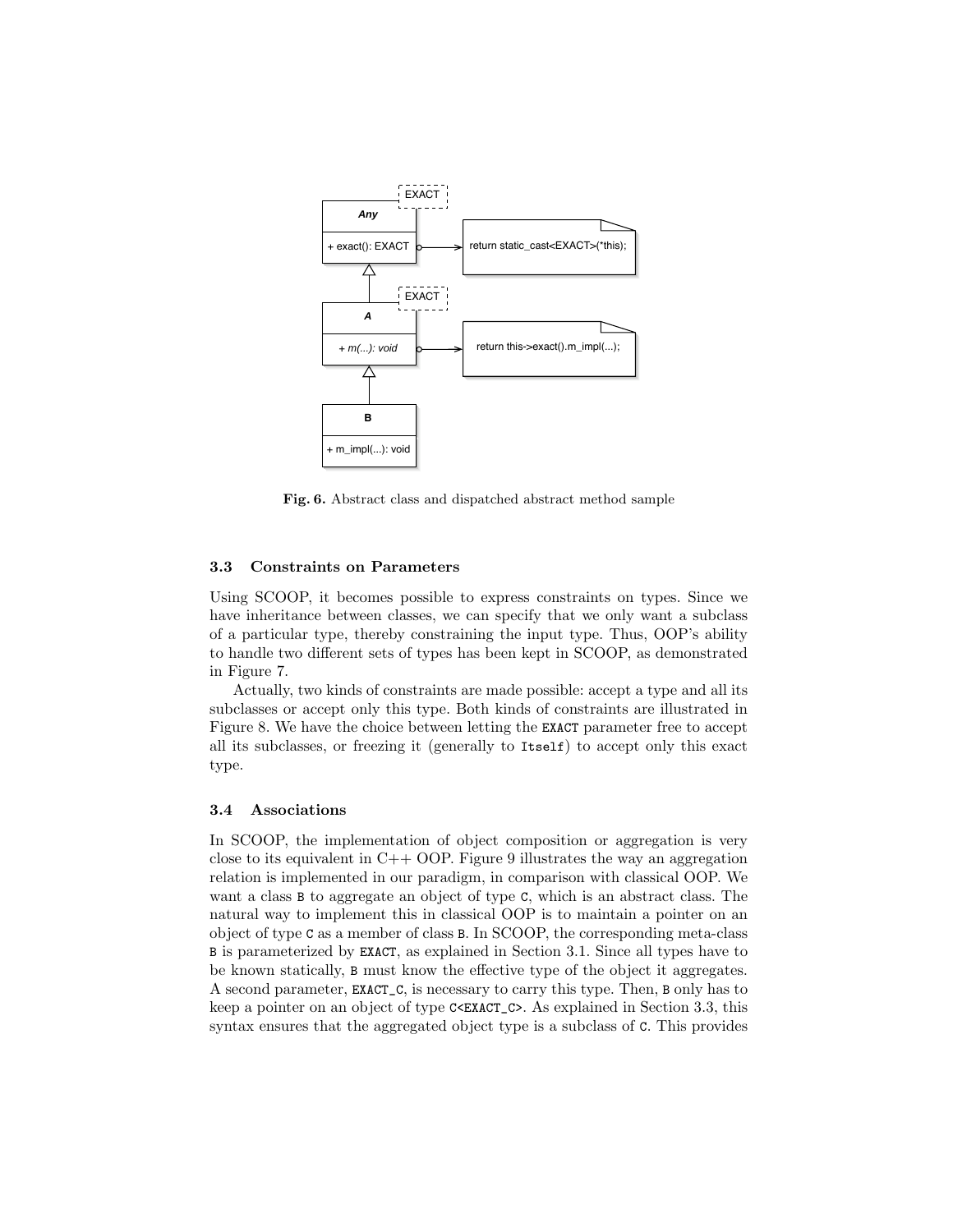Fig. 6. Abstract class and dispatched abstract method sample

### 3.3 Constraints on Parameters

Using SCOOP, it becomes possible to express constraints on types. Since we have inheritance between classes, we can specify that we only want a subclass of a particular type, thereby constraining the input type. Thus, OOP's ability to handle two different sets of types has been kept in SCOOP, as demonstrated in Figure 7.

Actually, two kinds of constraints are made possible: accept a type and all its subclasses or accept only this type. Both kinds of constraints are illustrated in Figure 8. We have the choice between letting the `EXACT` parameter free to accept all its subclasses, or freezing it (generally to `Itself`) to accept only this exact type.

### 3.4 Associations

In SCOOP, the implementation of object composition or aggregation is very close to its equivalent in C++ OOP. Figure 9 illustrates the way an aggregation relation is implemented in our paradigm, in comparison with classical OOP. We want a class `B` to aggregate an object of type `C`, which is an abstract class. The natural way to implement this in classical OOP is to maintain a pointer on an object of type `C` as a member of class `B`. In SCOOP, the corresponding meta-class `B` is parameterized by `EXACT`, as explained in Section 3.1. Since all types have to be known statically, `B` must know the effective type of the object it aggregates. A second parameter, `EXACT_C`, is necessary to carry this type. Then, `B` only has to keep a pointer on an object of type `C<EXACT_C>`. As explained in Section 3.3, this syntax ensures that the aggregated object type is a subclass of `C`. This provides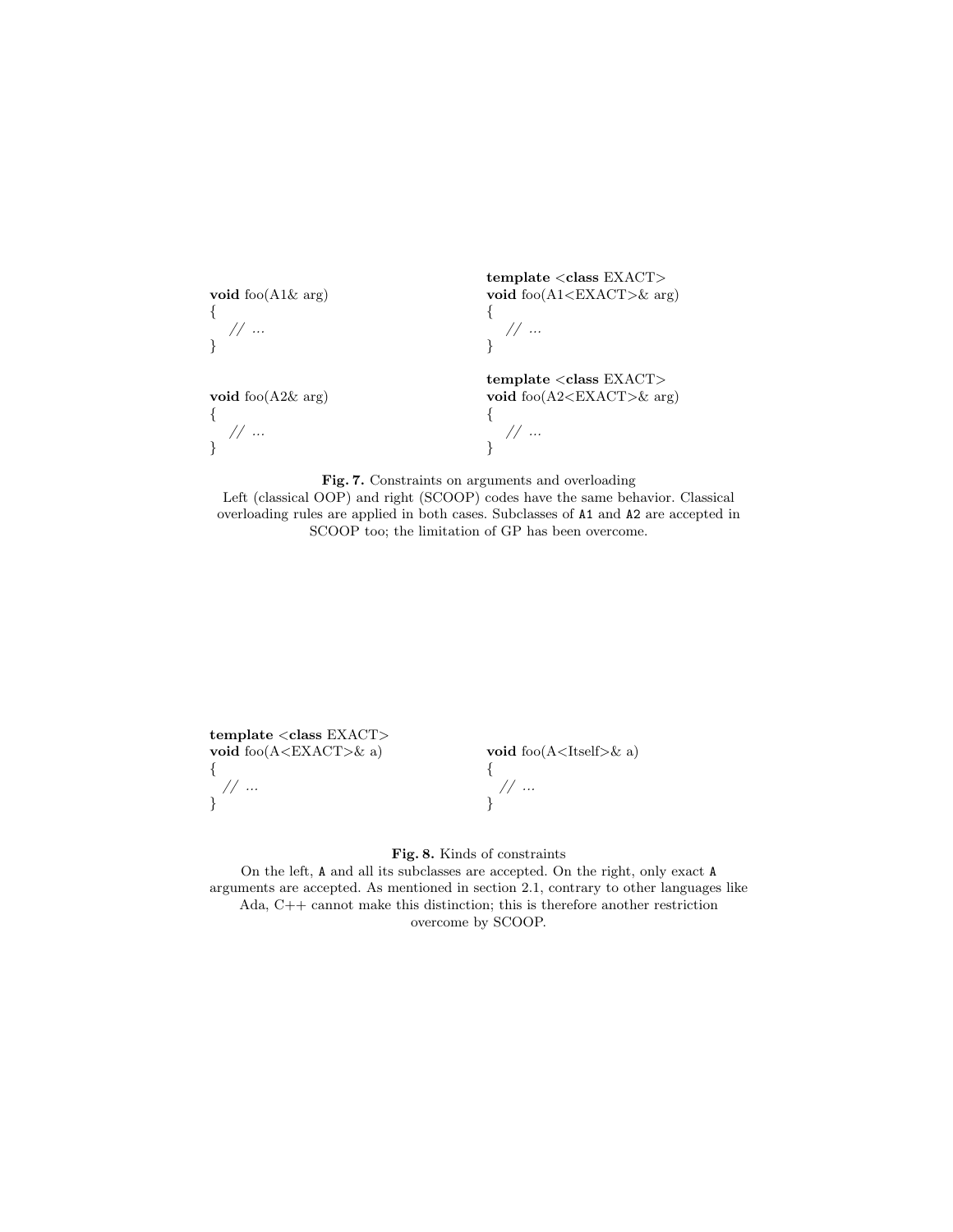```
void foo(A1& arg)
{
  // ...
}

void foo(A2& arg)
{
  // ...
}
```

```
template <class EXACT>
void foo(A1<EXACT>& arg)
{
  // ...
}

template <class EXACT>
void foo(A2<EXACT>& arg)
{
  // ...
}
```

**Fig. 7.** Constraints on arguments and overloading
Left (classical OOP) and right (SCOOP) codes have the same behavior. Classical overloading rules are applied in both cases. Subclasses of `A1` and `A2` are accepted in SCOOP too; the limitation of GP has been overcome.

```
template <class EXACT>
void foo(A<EXACT>& a)
{
  // ...
}
```

```
void foo(A<Itself>& a)
{
  // ...
}
```

**Fig. 8.** Kinds of constraints
On the left, `A` and all its subclasses are accepted. On the right, only exact `A` arguments are accepted. As mentioned in section 2.1, contrary to other languages like Ada, C++ cannot make this distinction; this is therefore another restriction overcome by SCOOP.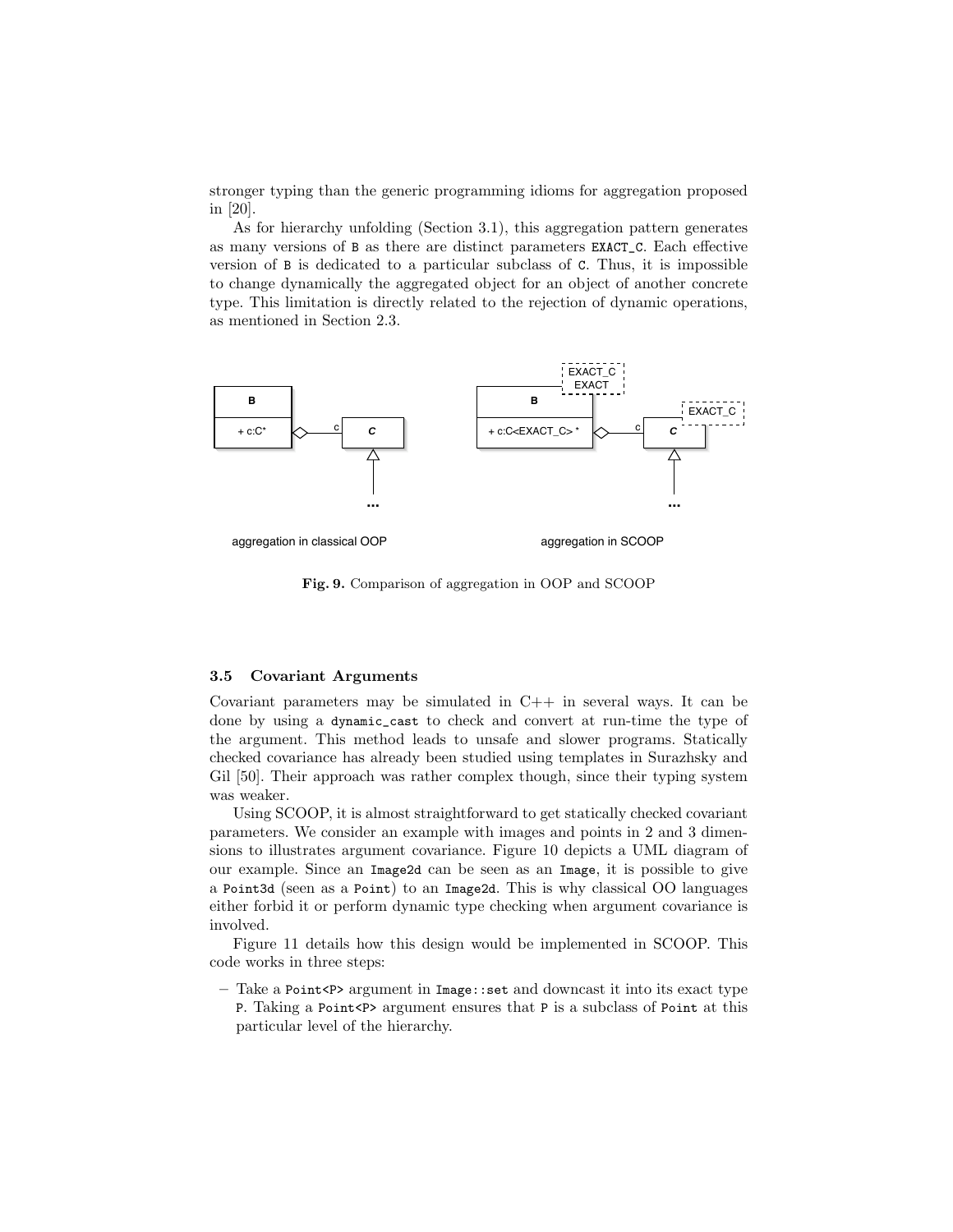stronger typing than the generic programming idioms for aggregation proposed in [20].

As for hierarchy unfolding (Section 3.1), this aggregation pattern generates as many versions of `B` as there are distinct parameters `EXACT_C`. Each effective version of `B` is dedicated to a particular subclass of `C`. Thus, it is impossible to change dynamically the aggregated object for an object of another concrete type. This limitation is directly related to the rejection of dynamic operations, as mentioned in Section 2.3.

**Fig. 9.** Comparison of aggregation in OOP and SCOOP

### 3.5 Covariant Arguments

Covariant parameters may be simulated in C++ in several ways. It can be done by using a `dynamic_cast` to check and convert at run-time the type of the argument. This method leads to unsafe and slower programs. Statically checked covariance has already been studied using templates in Surazhsky and Gil [50]. Their approach was rather complex though, since their typing system was weaker.

Using SCOOP, it is almost straightforward to get statically checked covariant parameters. We consider an example with images and points in 2 and 3 dimensions to illustrates argument covariance. Figure 10 depicts a UML diagram of our example. Since an `Image2d` can be seen as an `Image`, it is possible to give a `Point3d` (seen as a `Point`) to an `Image2d`. This is why classical OO languages either forbid it or perform dynamic type checking when argument covariance is involved.

Figure 11 details how this design would be implemented in SCOOP. This code works in three steps:

- Take a `Point<P>` argument in `Image::set` and downcast it into its exact type `P`. Taking a `Point<P>` argument ensures that `P` is a subclass of `Point` at this particular level of the hierarchy.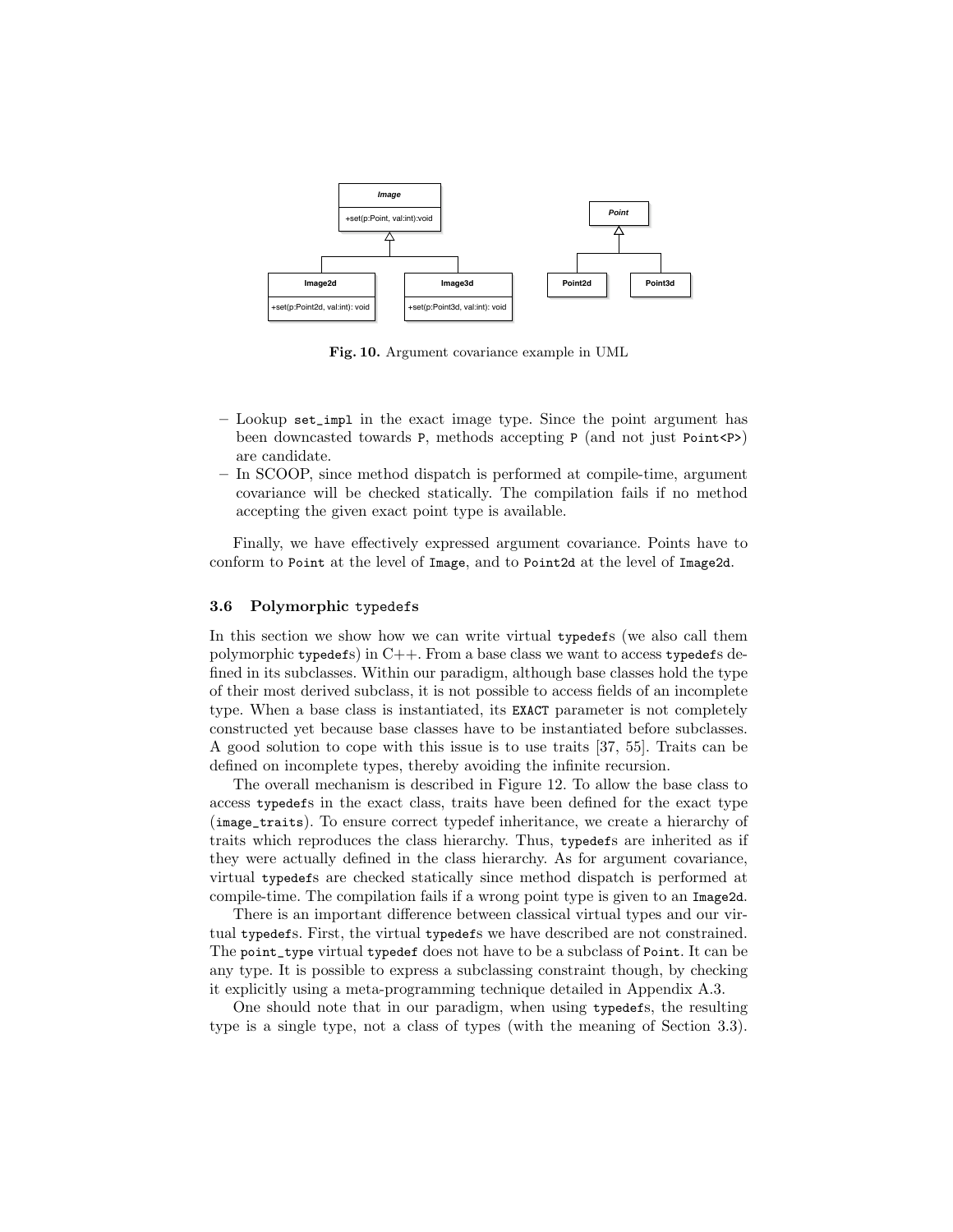**Fig. 10.** Argument covariance example in UML

- Lookup `set_impl` in the exact image type. Since the point argument has been downcasted towards `P`, methods accepting `P` (and not just `Point<P>`) are candidate.
- In SCOOP, since method dispatch is performed at compile-time, argument covariance will be checked statically. The compilation fails if no method accepting the given exact point type is available.

Finally, we have effectively expressed argument covariance. Points have to conform to `Point` at the level of `Image`, and to `Point2d` at the level of `Image2d`.

### 3.6 Polymorphic `typedef`s

In this section we show how we can write virtual `typedef`s (we also call them polymorphic `typedef`s) in C++. From a base class we want to access `typedef`s defined in its subclasses. Within our paradigm, although base classes hold the type of their most derived subclass, it is not possible to access fields of an incomplete type. When a base class is instantiated, its `EXACT` parameter is not completely constructed yet because base classes have to be instantiated before subclasses. A good solution to cope with this issue is to use traits [37, 55]. Traits can be defined on incomplete types, thereby avoiding the infinite recursion.

The overall mechanism is described in Figure 12. To allow the base class to access `typedef`s in the exact class, traits have been defined for the exact type (`image_traits`). To ensure correct typedef inheritance, we create a hierarchy of traits which reproduces the class hierarchy. Thus, `typedef`s are inherited as if they were actually defined in the class hierarchy. As for argument covariance, virtual `typedef`s are checked statically since method dispatch is performed at compile-time. The compilation fails if a wrong point type is given to an `Image2d`.

There is an important difference between classical virtual types and our virtual `typedef`s. First, the virtual `typedef`s we have described are not constrained. The `point_type` virtual `typedef` does not have to be a subclass of `Point`. It can be any type. It is possible to express a subclassing constraint though, by checking it explicitly using a meta-programming technique detailed in Appendix A.3.

One should note that in our paradigm, when using `typedef`s, the resulting type is a single type, not a class of types (with the meaning of Section 3.3).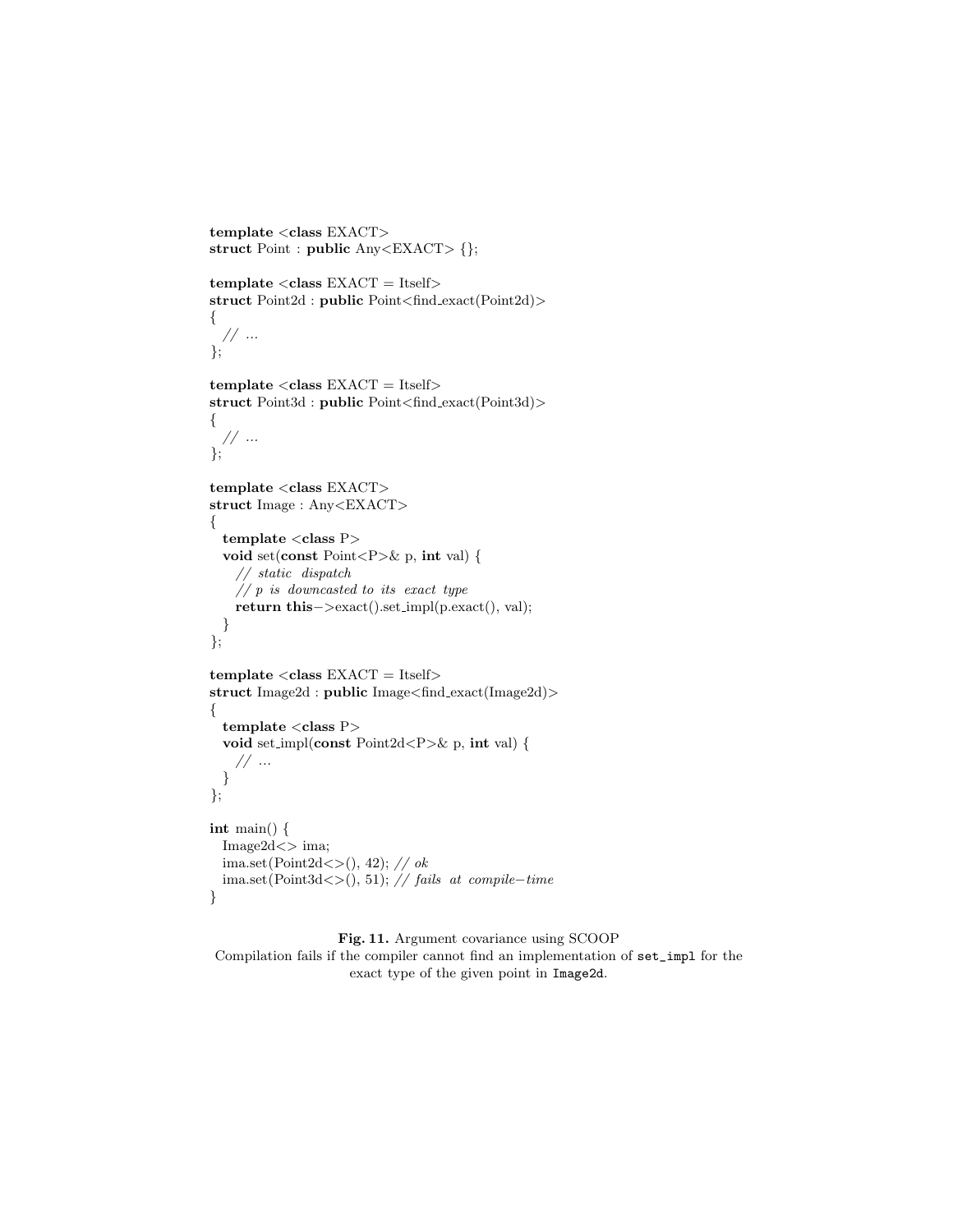```cpp
template <class EXACT>
struct Point : public Any<EXACT> {};

template <class EXACT = Itself>
struct Point2d : public Point<find_exact(Point2d)>
{
  // ...
};

template <class EXACT = Itself>
struct Point3d : public Point<find_exact(Point3d)>
{
  // ...
};

template <class EXACT>
struct Image : Any<EXACT>
{
  template <class P>
  void set(const Point<P>& p, int val) {
    // static dispatch
    // p is downcasted to its exact type
    return this->exact().set_impl(p.exact(), val);
  }
};

template <class EXACT = Itself>
struct Image2d : public Image<find_exact(Image2d)>
{
  template <class P>
  void set_impl(const Point2d<P>& p, int val) {
    // ...
  }
};

int main() {
  Image2d<> ima;
  ima.set(Point2d<>(), 42); // ok
  ima.set(Point3d<>(), 51); // fails at compile-time
}
```

**Fig. 11.** Argument covariance using SCOOP
Compilation fails if the compiler cannot find an implementation of `set_impl` for the exact type of the given point in `Image2d`.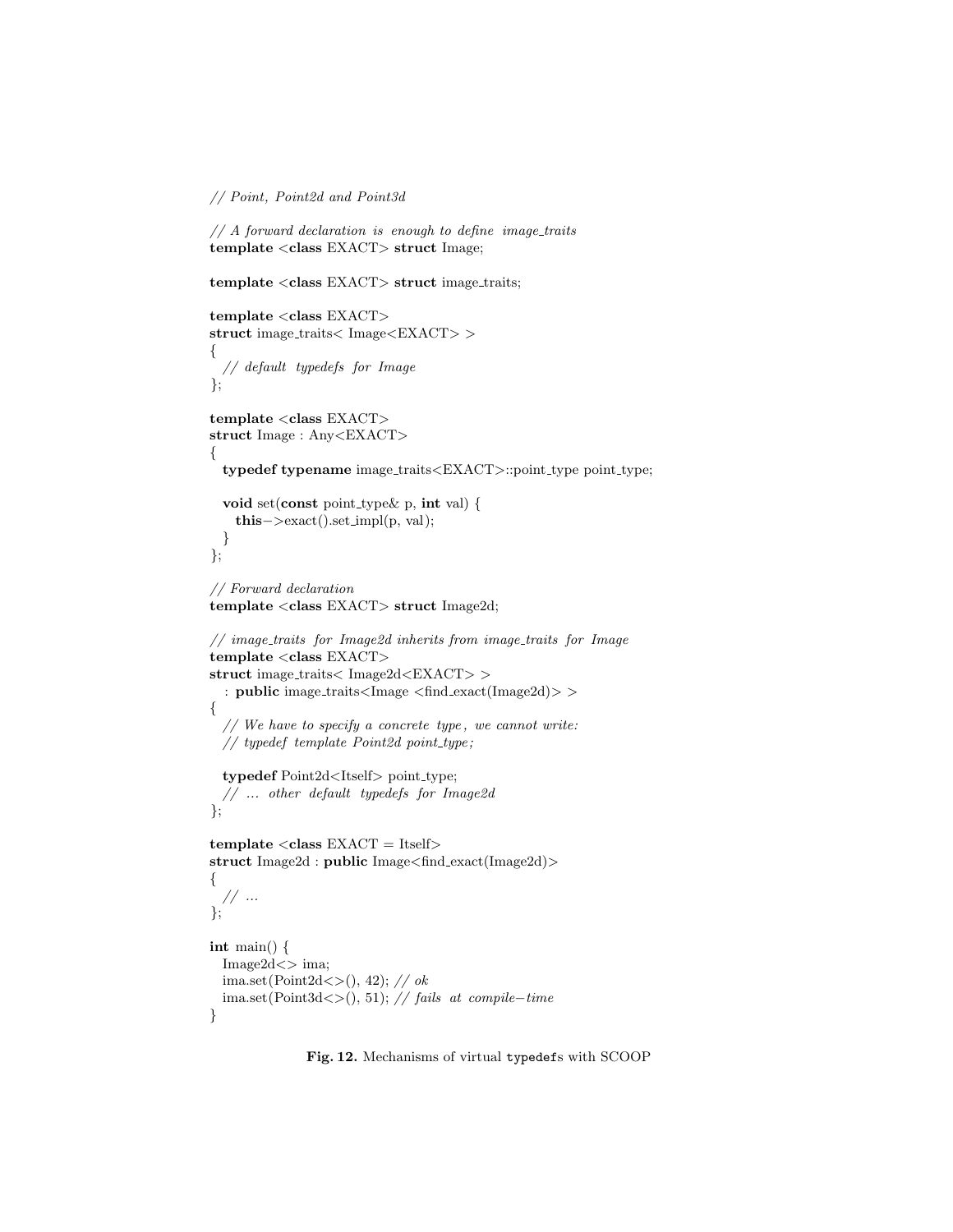```cpp
// Point, Point2d and Point3d

// A forward declaration is enough to define image_traits
template <class EXACT> struct Image;

template <class EXACT> struct image_traits;

template <class EXACT>
struct image_traits< Image<EXACT> >
{
  // default typedefs for Image
};

template <class EXACT>
struct Image : Any<EXACT>
{
  typedef typename image_traits<EXACT>::point_type point_type;

  void set(const point_type& p, int val) {
    this->exact().set_impl(p, val);
  }
};

// Forward declaration
template <class EXACT> struct Image2d;

// image_traits for Image2d inherits from image_traits for Image
template <class EXACT>
struct image_traits< Image2d<EXACT> >
  : public image_traits<Image <find_exact(Image2d)> >
{
  // We have to specify a concrete type, we cannot write:
  // typedef template Point2d point_type;

  typedef Point2d<Itself> point_type;
  // ... other default typedefs for Image2d
};

template <class EXACT = Itself>
struct Image2d : public Image<find_exact(Image2d)>
{
  // ...
};

int main() {
  Image2d<> ima;
  ima.set(Point2d<>(), 42); // ok
  ima.set(Point3d<>(), 51); // fails at compile-time
}
```

**Fig. 12.** Mechanisms of virtual `typedef`s with SCOOP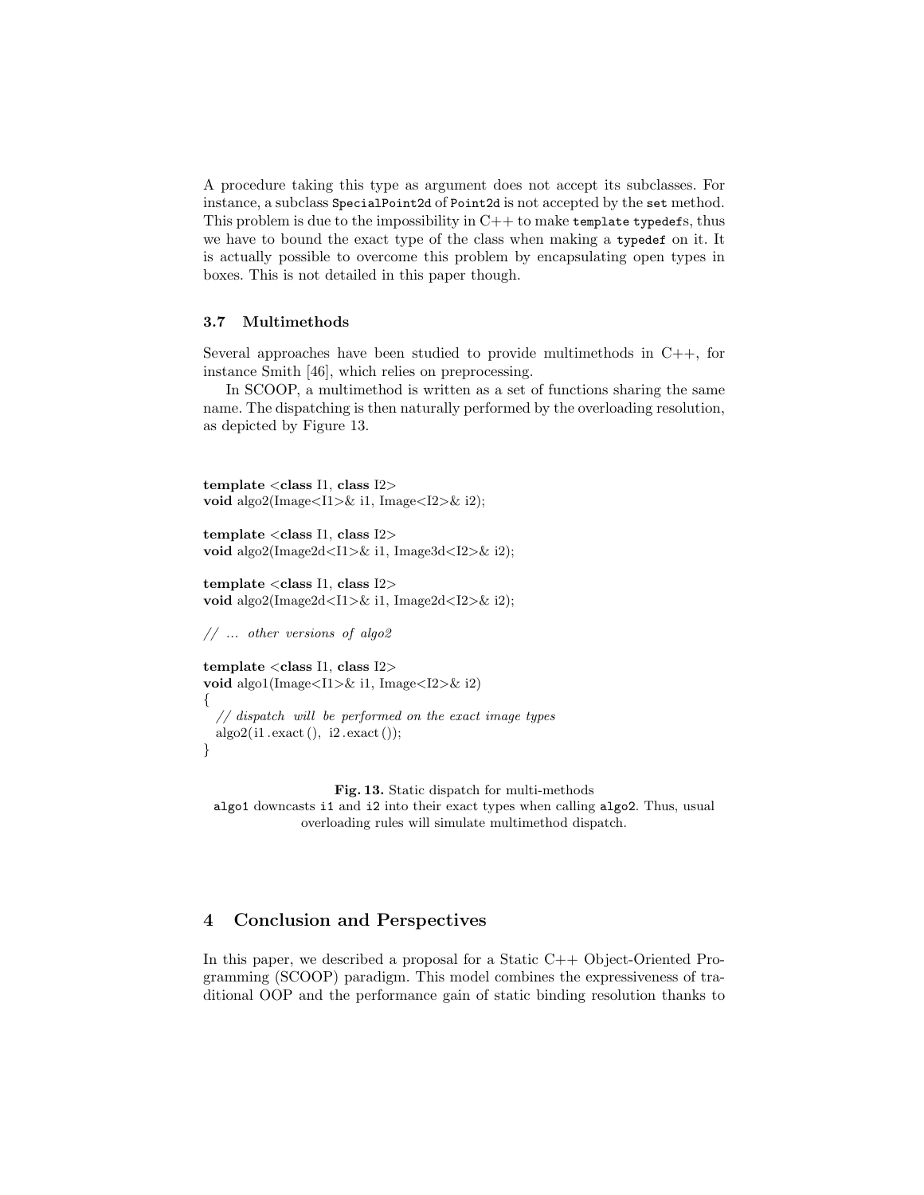A procedure taking this type as argument does not accept its subclasses. For instance, a subclass `SpecialPoint2d` of `Point2d` is not accepted by the `set` method. This problem is due to the impossibility in C++ to make `template typedef`s, thus we have to bound the exact type of the class when making a `typedef` on it. It is actually possible to overcome this problem by encapsulating open types in boxes. This is not detailed in this paper though.

### 3.7 Multimethods

Several approaches have been studied to provide multimethods in C++, for instance Smith [46], which relies on preprocessing.

In SCOOP, a multimethod is written as a set of functions sharing the same name. The dispatching is then naturally performed by the overloading resolution, as depicted by Figure 13.

```
template <class I1, class I2>
void algo2(Image<I1>& i1, Image<I2>& i2);

template <class I1, class I2>
void algo2(Image2d<I1>& i1, Image3d<I2>& i2);

template <class I1, class I2>
void algo2(Image2d<I1>& i1, Image2d<I2>& i2);

// ... other versions of algo2

template <class I1, class I2>
void algo1(Image<I1>& i1, Image<I2>& i2)
{
  // dispatch will be performed on the exact image types
  algo2(i1.exact(), i2.exact());
}
```

**Fig. 13.** Static dispatch for multi-methods
`algo1` downcasts `i1` and `i2` into their exact types when calling `algo2`. Thus, usual overloading rules will simulate multimethod dispatch.

## 4 Conclusion and Perspectives

In this paper, we described a proposal for a Static C++ Object-Oriented Programming (SCOOP) paradigm. This model combines the expressiveness of traditional OOP and the performance gain of static binding resolution thanks to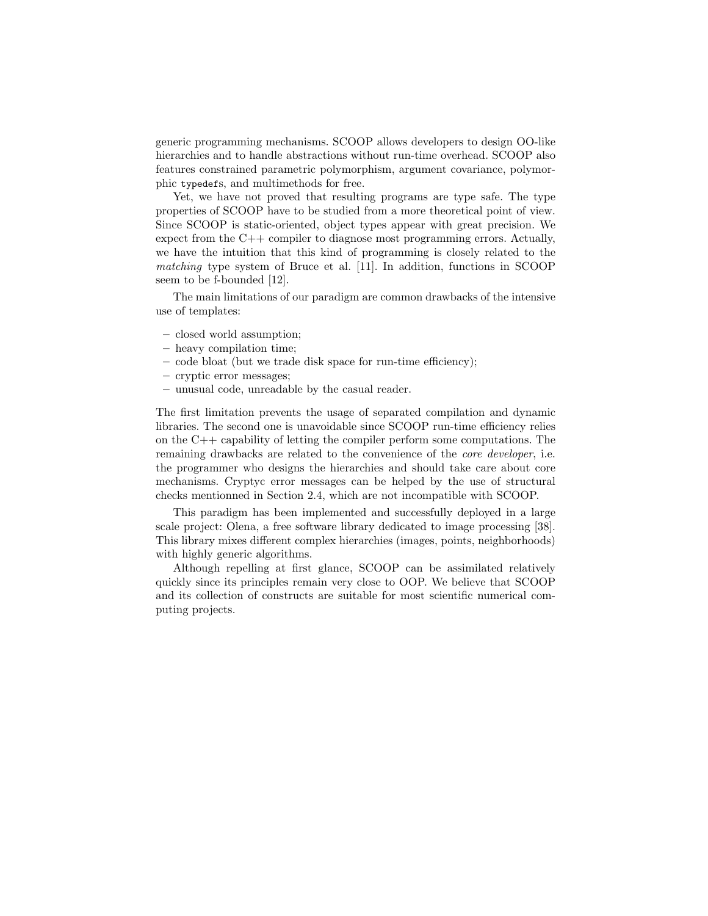generic programming mechanisms. SCOOP allows developers to design OO-like hierarchies and to handle abstractions without run-time overhead. SCOOP also features constrained parametric polymorphism, argument covariance, polymorphic `typedef`s, and multimethods for free.

Yet, we have not proved that resulting programs are type safe. The type properties of SCOOP have to be studied from a more theoretical point of view. Since SCOOP is static-oriented, object types appear with great precision. We expect from the C++ compiler to diagnose most programming errors. Actually, we have the intuition that this kind of programming is closely related to the *matching* type system of Bruce et al. [11]. In addition, functions in SCOOP seem to be f-bounded [12].

The main limitations of our paradigm are common drawbacks of the intensive use of templates:

- closed world assumption;
- heavy compilation time;
- code bloat (but we trade disk space for run-time efficiency);
- cryptic error messages;
- unusual code, unreadable by the casual reader.

The first limitation prevents the usage of separated compilation and dynamic libraries. The second one is unavoidable since SCOOP run-time efficiency relies on the C++ capability of letting the compiler perform some computations. The remaining drawbacks are related to the convenience of the *core developer*, i.e. the programmer who designs the hierarchies and should take care about core mechanisms. Cryptyc error messages can be helped by the use of structural checks mentionned in Section 2.4, which are not incompatible with SCOOP.

This paradigm has been implemented and successfully deployed in a large scale project: Olena, a free software library dedicated to image processing [38]. This library mixes different complex hierarchies (images, points, neighborhoods) with highly generic algorithms.

Although repelling at first glance, SCOOP can be assimilated relatively quickly since its principles remain very close to OOP. We believe that SCOOP and its collection of constructs are suitable for most scientific numerical computing projects.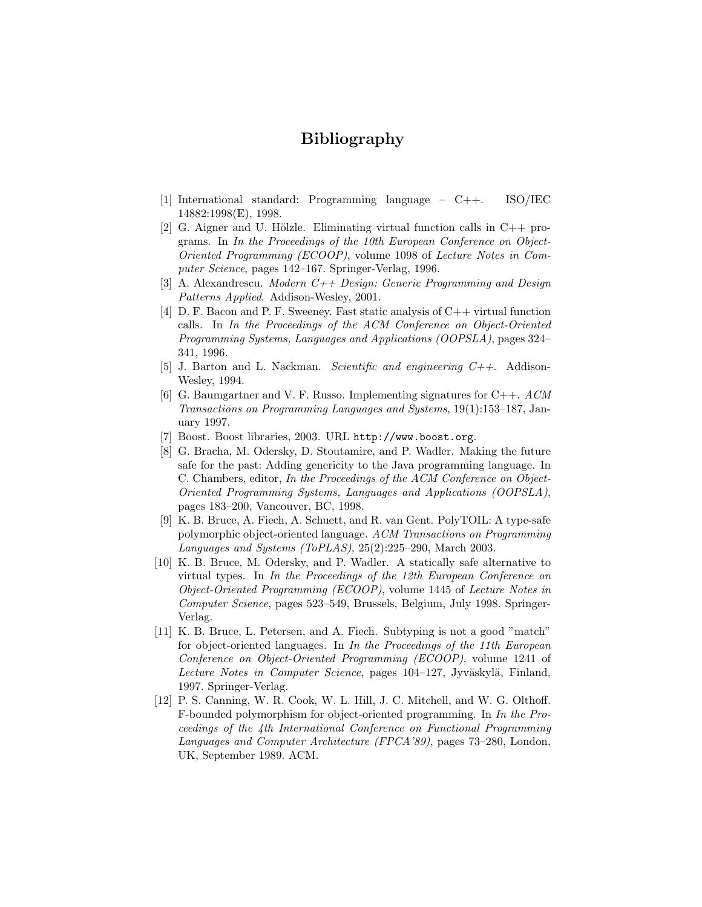# Bibliography

[1] International standard: Programming language – C++. ISO/IEC 14882:1998(E), 1998.

[2] G. Aigner and U. Hölzle. Eliminating virtual function calls in C++ programs. In *In the Proceedings of the 10th European Conference on Object-Oriented Programming (ECOOP)*, volume 1098 of *Lecture Notes in Computer Science*, pages 142–167. Springer-Verlag, 1996.

[3] A. Alexandrescu. *Modern C++ Design: Generic Programming and Design Patterns Applied*. Addison-Wesley, 2001.

[4] D. F. Bacon and P. F. Sweeney. Fast static analysis of C++ virtual function calls. In *In the Proceedings of the ACM Conference on Object-Oriented Programming Systems, Languages and Applications (OOPSLA)*, pages 324–341, 1996.

[5] J. Barton and L. Nackman. *Scientific and engineering C++*. Addison-Wesley, 1994.

[6] G. Baumgartner and V. F. Russo. Implementing signatures for C++. *ACM Transactions on Programming Languages and Systems*, 19(1):153–187, January 1997.

[7] Boost. Boost libraries, 2003. URL `http://www.boost.org`.

[8] G. Bracha, M. Odersky, D. Stoutamire, and P. Wadler. Making the future safe for the past: Adding genericity to the Java programming language. In C. Chambers, editor, *In the Proceedings of the ACM Conference on Object-Oriented Programming Systems, Languages and Applications (OOPSLA)*, pages 183–200, Vancouver, BC, 1998.

[9] K. B. Bruce, A. Fiech, A. Schuett, and R. van Gent. PolyTOIL: A type-safe polymorphic object-oriented language. *ACM Transactions on Programming Languages and Systems (ToPLAS)*, 25(2):225–290, March 2003.

[10] K. B. Bruce, M. Odersky, and P. Wadler. A statically safe alternative to virtual types. In *In the Proceedings of the 12th European Conference on Object-Oriented Programming (ECOOP)*, volume 1445 of *Lecture Notes in Computer Science*, pages 523–549, Brussels, Belgium, July 1998. Springer-Verlag.

[11] K. B. Bruce, L. Petersen, and A. Fiech. Subtyping is not a good "match" for object-oriented languages. In *In the Proceedings of the 11th European Conference on Object-Oriented Programming (ECOOP)*, volume 1241 of *Lecture Notes in Computer Science*, pages 104–127, Jyväskylä, Finland, 1997. Springer-Verlag.

[12] P. S. Canning, W. R. Cook, W. L. Hill, J. C. Mitchell, and W. G. Olthoff. F-bounded polymorphism for object-oriented programming. In *In the Proceedings of the 4th International Conference on Functional Programming Languages and Computer Architecture (FPCA'89)*, pages 73–280, London, UK, September 1989. ACM.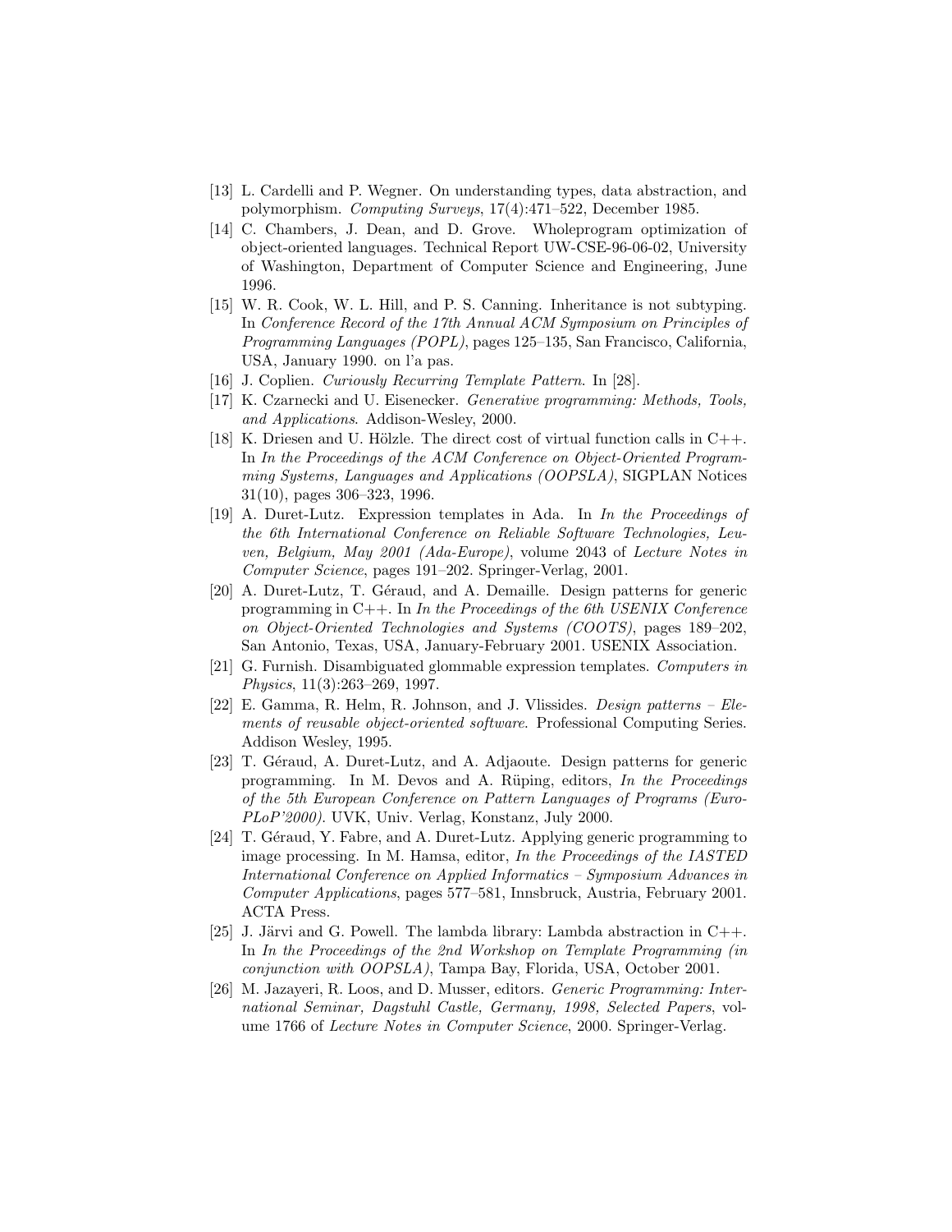[13] L. Cardelli and P. Wegner. On understanding types, data abstraction, and polymorphism. *Computing Surveys*, 17(4):471–522, December 1985.

[14] C. Chambers, J. Dean, and D. Grove. Wholeprogram optimization of object-oriented languages. Technical Report UW-CSE-96-06-02, University of Washington, Department of Computer Science and Engineering, June 1996.

[15] W. R. Cook, W. L. Hill, and P. S. Canning. Inheritance is not subtyping. In *Conference Record of the 17th Annual ACM Symposium on Principles of Programming Languages (POPL)*, pages 125–135, San Francisco, California, USA, January 1990. on l'a pas.

[16] J. Coplien. *Curiously Recurring Template Pattern*. In [28].

[17] K. Czarnecki and U. Eisenecker. *Generative programming: Methods, Tools, and Applications*. Addison-Wesley, 2000.

[18] K. Driesen and U. Hölzle. The direct cost of virtual function calls in C++. In *In the Proceedings of the ACM Conference on Object-Oriented Programming Systems, Languages and Applications (OOPSLA)*, SIGPLAN Notices 31(10), pages 306–323, 1996.

[19] A. Duret-Lutz. Expression templates in Ada. In *In the Proceedings of the 6th International Conference on Reliable Software Technologies, Leuven, Belgium, May 2001 (Ada-Europe)*, volume 2043 of *Lecture Notes in Computer Science*, pages 191–202. Springer-Verlag, 2001.

[20] A. Duret-Lutz, T. Géraud, and A. Demaille. Design patterns for generic programming in C++. In *In the Proceedings of the 6th USENIX Conference on Object-Oriented Technologies and Systems (COOTS)*, pages 189–202, San Antonio, Texas, USA, January-February 2001. USENIX Association.

[21] G. Furnish. Disambiguated glommable expression templates. *Computers in Physics*, 11(3):263–269, 1997.

[22] E. Gamma, R. Helm, R. Johnson, and J. Vlissides. *Design patterns – Elements of reusable object-oriented software*. Professional Computing Series. Addison Wesley, 1995.

[23] T. Géraud, A. Duret-Lutz, and A. Adjaoute. Design patterns for generic programming. In M. Devos and A. Rüping, editors, *In the Proceedings of the 5th European Conference on Pattern Languages of Programs (EuroPLoP'2000)*. UVK, Univ. Verlag, Konstanz, July 2000.

[24] T. Géraud, Y. Fabre, and A. Duret-Lutz. Applying generic programming to image processing. In M. Hamsa, editor, *In the Proceedings of the IASTED International Conference on Applied Informatics – Symposium Advances in Computer Applications*, pages 577–581, Innsbruck, Austria, February 2001. ACTA Press.

[25] J. Järvi and G. Powell. The lambda library: Lambda abstraction in C++. In *In the Proceedings of the 2nd Workshop on Template Programming (in conjunction with OOPSLA)*, Tampa Bay, Florida, USA, October 2001.

[26] M. Jazayeri, R. Loos, and D. Musser, editors. *Generic Programming: International Seminar, Dagstuhl Castle, Germany, 1998, Selected Papers*, volume 1766 of *Lecture Notes in Computer Science*, 2000. Springer-Verlag.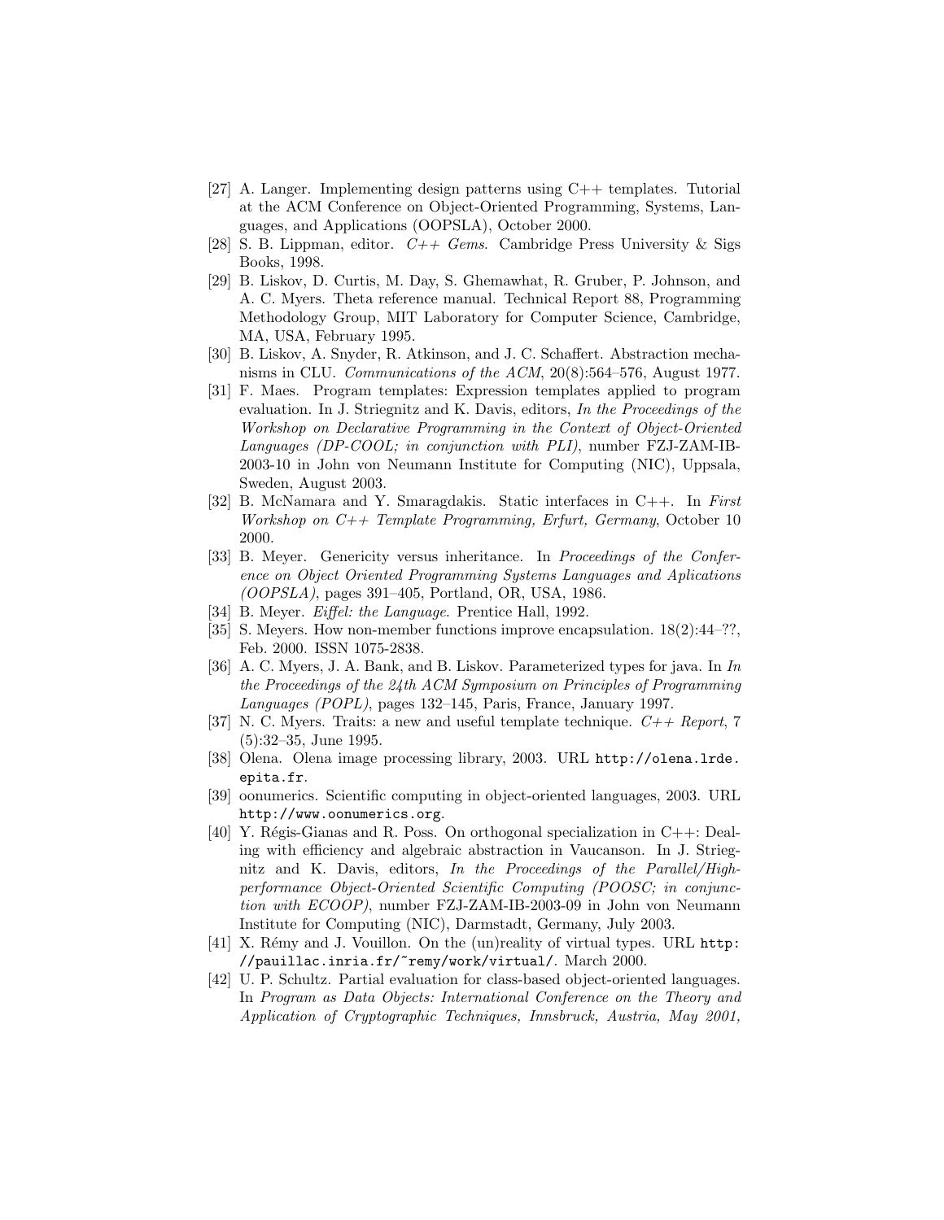[27] A. Langer. Implementing design patterns using C++ templates. Tutorial at the ACM Conference on Object-Oriented Programming, Systems, Languages, and Applications (OOPSLA), October 2000.

[28] S. B. Lippman, editor. *C++ Gems*. Cambridge Press University & Sigs Books, 1998.

[29] B. Liskov, D. Curtis, M. Day, S. Ghemawhat, R. Gruber, P. Johnson, and A. C. Myers. Theta reference manual. Technical Report 88, Programming Methodology Group, MIT Laboratory for Computer Science, Cambridge, MA, USA, February 1995.

[30] B. Liskov, A. Snyder, R. Atkinson, and J. C. Schaffert. Abstraction mechanisms in CLU. *Communications of the ACM*, 20(8):564–576, August 1977.

[31] F. Maes. Program templates: Expression templates applied to program evaluation. In J. Striegnitz and K. Davis, editors, *In the Proceedings of the Workshop on Declarative Programming in the Context of Object-Oriented Languages (DP-COOL; in conjunction with PLI)*, number FZJ-ZAM-IB-2003-10 in John von Neumann Institute for Computing (NIC), Uppsala, Sweden, August 2003.

[32] B. McNamara and Y. Smaragdakis. Static interfaces in C++. In *First Workshop on C++ Template Programming, Erfurt, Germany*, October 10 2000.

[33] B. Meyer. Genericity versus inheritance. In *Proceedings of the Conference on Object Oriented Programming Systems Languages and Aplications (OOPSLA)*, pages 391–405, Portland, OR, USA, 1986.

[34] B. Meyer. *Eiffel: the Language*. Prentice Hall, 1992.

[35] S. Meyers. How non-member functions improve encapsulation. 18(2):44–??, Feb. 2000. ISSN 1075-2838.

[36] A. C. Myers, J. A. Bank, and B. Liskov. Parameterized types for java. In *In the Proceedings of the 24th ACM Symposium on Principles of Programming Languages (POPL)*, pages 132–145, Paris, France, January 1997.

[37] N. C. Myers. Traits: a new and useful template technique. *C++ Report*, 7 (5):32–35, June 1995.

[38] Olena. Olena image processing library, 2003. URL `http://olena.lrde.epita.fr`.

[39] oonumerics. Scientific computing in object-oriented languages, 2003. URL `http://www.oonumerics.org`.

[40] Y. Régis-Gianas and R. Poss. On orthogonal specialization in C++: Dealing with efficiency and algebraic abstraction in Vaucanson. In J. Striegnitz and K. Davis, editors, *In the Proceedings of the Parallel/High-performance Object-Oriented Scientific Computing (POOSC; in conjunction with ECOOP)*, number FZJ-ZAM-IB-2003-09 in John von Neumann Institute for Computing (NIC), Darmstadt, Germany, July 2003.

[41] X. Rémy and J. Vouillon. On the (un)reality of virtual types. URL `http://pauillac.inria.fr/~remy/work/virtual/`. March 2000.

[42] U. P. Schultz. Partial evaluation for class-based object-oriented languages. In *Program as Data Objects: International Conference on the Theory and Application of Cryptographic Techniques, Innsbruck, Austria, May 2001,*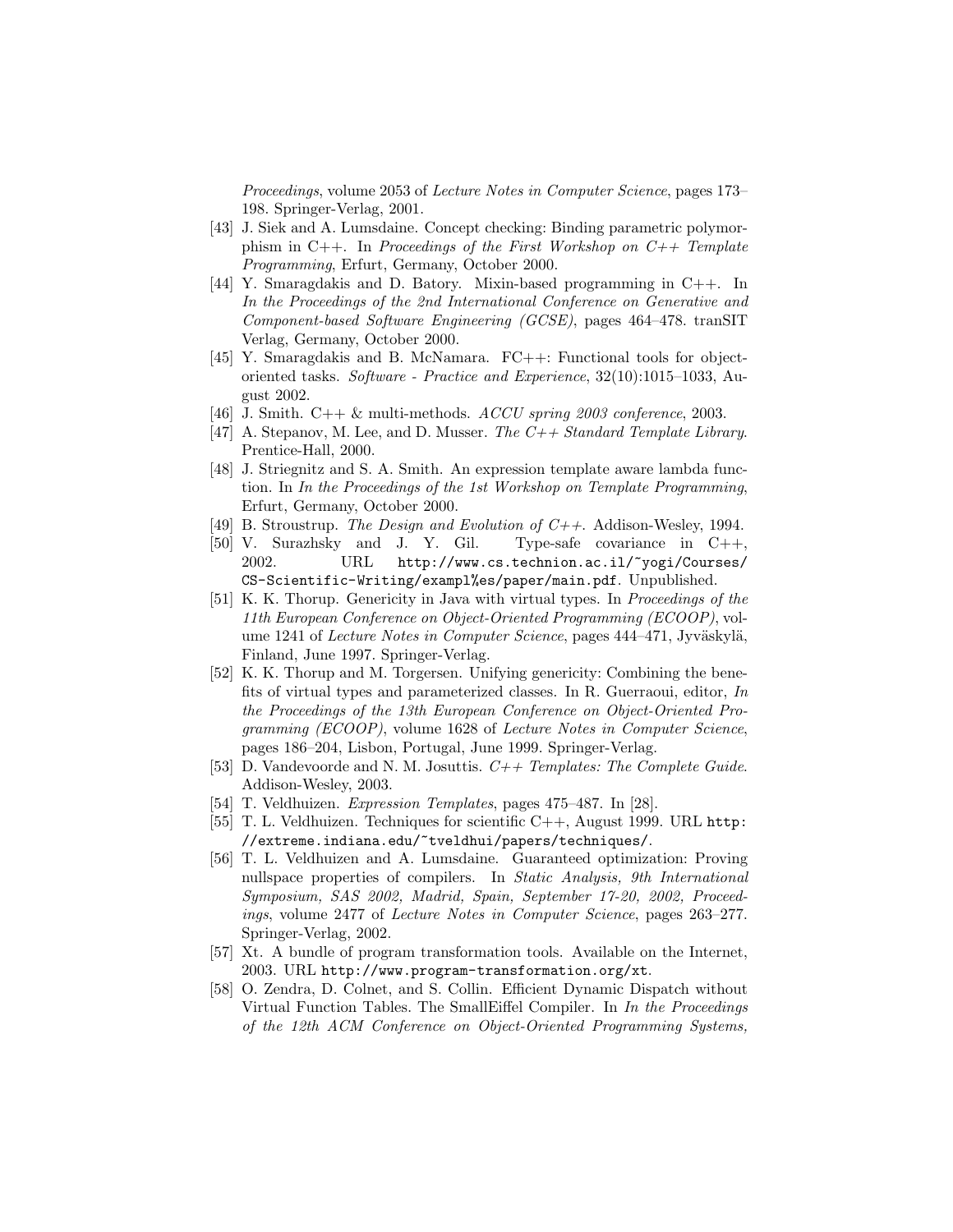*Proceedings*, volume 2053 of *Lecture Notes in Computer Science*, pages 173–198. Springer-Verlag, 2001.

[43] J. Siek and A. Lumsdaine. Concept checking: Binding parametric polymorphism in C++. In *Proceedings of the First Workshop on C++ Template Programming*, Erfurt, Germany, October 2000.

[44] Y. Smaragdakis and D. Batory. Mixin-based programming in C++. In *In the Proceedings of the 2nd International Conference on Generative and Component-based Software Engineering (GCSE)*, pages 464–478. tranSIT Verlag, Germany, October 2000.

[45] Y. Smaragdakis and B. McNamara. FC++: Functional tools for object-oriented tasks. *Software - Practice and Experience*, 32(10):1015–1033, August 2002.

[46] J. Smith. C++ & multi-methods. *ACCU spring 2003 conference*, 2003.

[47] A. Stepanov, M. Lee, and D. Musser. *The C++ Standard Template Library*. Prentice-Hall, 2000.

[48] J. Striegnitz and S. A. Smith. An expression template aware lambda function. In *In the Proceedings of the 1st Workshop on Template Programming*, Erfurt, Germany, October 2000.

[49] B. Stroustrup. *The Design and Evolution of C++*. Addison-Wesley, 1994.

[50] V. Surazhsky and J. Y. Gil. Type-safe covariance in C++, 2002. URL `http://www.cs.technion.ac.il/~yogi/Courses/CS-Scientific-Writing/exampl%es/paper/main.pdf`. Unpublished.

[51] K. K. Thorup. Genericity in Java with virtual types. In *Proceedings of the 11th European Conference on Object-Oriented Programming (ECOOP)*, volume 1241 of *Lecture Notes in Computer Science*, pages 444–471, Jyväskylä, Finland, June 1997. Springer-Verlag.

[52] K. K. Thorup and M. Torgersen. Unifying genericity: Combining the benefits of virtual types and parameterized classes. In R. Guerraoui, editor, *In the Proceedings of the 13th European Conference on Object-Oriented Programming (ECOOP)*, volume 1628 of *Lecture Notes in Computer Science*, pages 186–204, Lisbon, Portugal, June 1999. Springer-Verlag.

[53] D. Vandevoorde and N. M. Josuttis. *C++ Templates: The Complete Guide*. Addison-Wesley, 2003.

[54] T. Veldhuizen. *Expression Templates*, pages 475–487. In [28].

[55] T. L. Veldhuizen. Techniques for scientific C++, August 1999. URL `http://extreme.indiana.edu/~tveldhui/papers/techniques/`.

[56] T. L. Veldhuizen and A. Lumsdaine. Guaranteed optimization: Proving nullspace properties of compilers. In *Static Analysis, 9th International Symposium, SAS 2002, Madrid, Spain, September 17-20, 2002, Proceedings*, volume 2477 of *Lecture Notes in Computer Science*, pages 263–277. Springer-Verlag, 2002.

[57] Xt. A bundle of program transformation tools. Available on the Internet, 2003. URL `http://www.program-transformation.org/xt`.

[58] O. Zendra, D. Colnet, and S. Collin. Efficient Dynamic Dispatch without Virtual Function Tables. The SmallEiffel Compiler. In *In the Proceedings of the 12th ACM Conference on Object-Oriented Programming Systems,*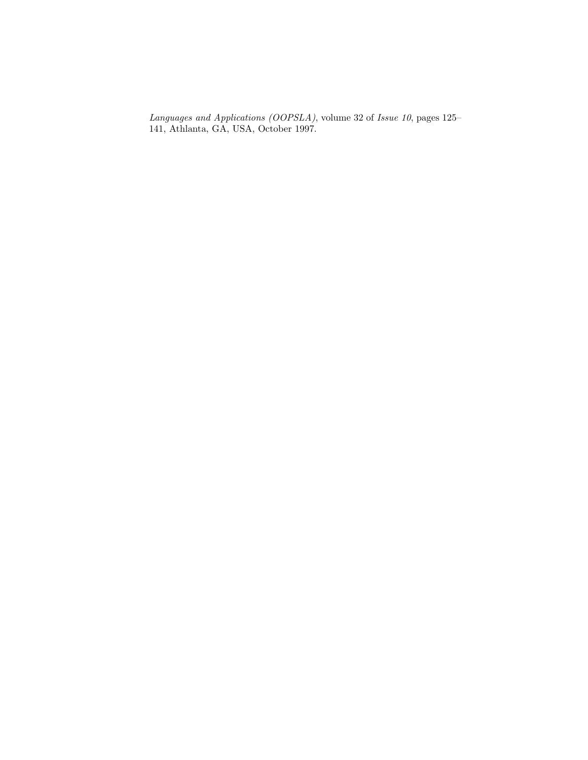*Languages and Applications (OOPSLA)*, volume 32 of *Issue 10*, pages 125–141, Athlanta, GA, USA, October 1997.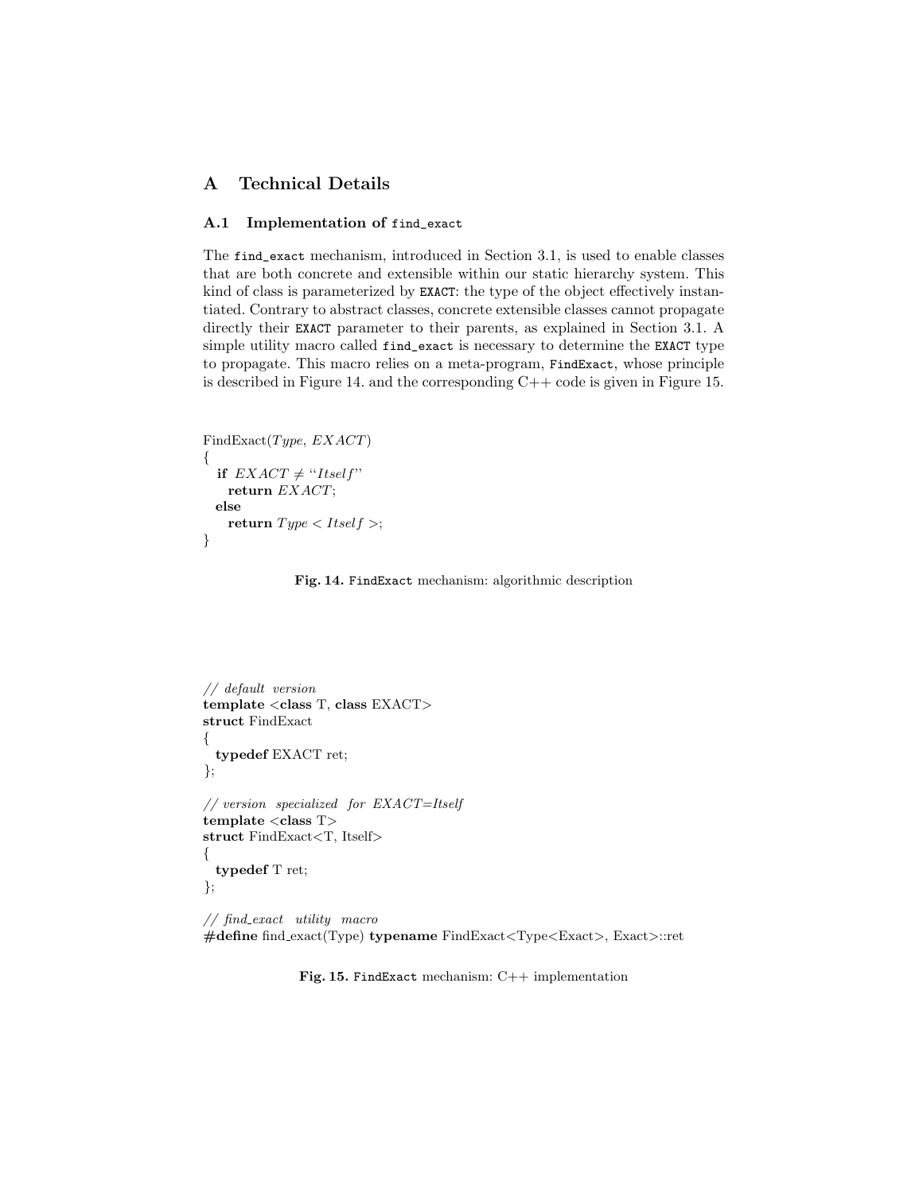## A Technical Details

### A.1 Implementation of `find_exact`

The `find_exact` mechanism, introduced in Section 3.1, is used to enable classes that are both concrete and extensible within our static hierarchy system. This kind of class is parameterized by `EXACT`: the type of the object effectively instantiated. Contrary to abstract classes, concrete extensible classes cannot propagate directly their `EXACT` parameter to their parents, as explained in Section 3.1. A simple utility macro called `find_exact` is necessary to determine the `EXACT` type to propagate. This macro relies on a meta-program, `FindExact`, whose principle is described in Figure 14. and the corresponding C++ code is given in Figure 15.

```
FindExact(Type, EXACT)
{
  if EXACT ≠ "Itself"
    return EXACT;
  else
    return Type < Itself >;
}
```

**Fig. 14.** `FindExact` mechanism: algorithmic description

```
// default version
template <class T, class EXACT>
struct FindExact
{
  typedef EXACT ret;
};

// version specialized for EXACT=Itself
template <class T>
struct FindExact<T, Itself>
{
  typedef T ret;
};

// find_exact utility macro
#define find_exact(Type) typename FindExact<Type<Exact>, Exact>::ret
```

**Fig. 15.** `FindExact` mechanism: C++ implementation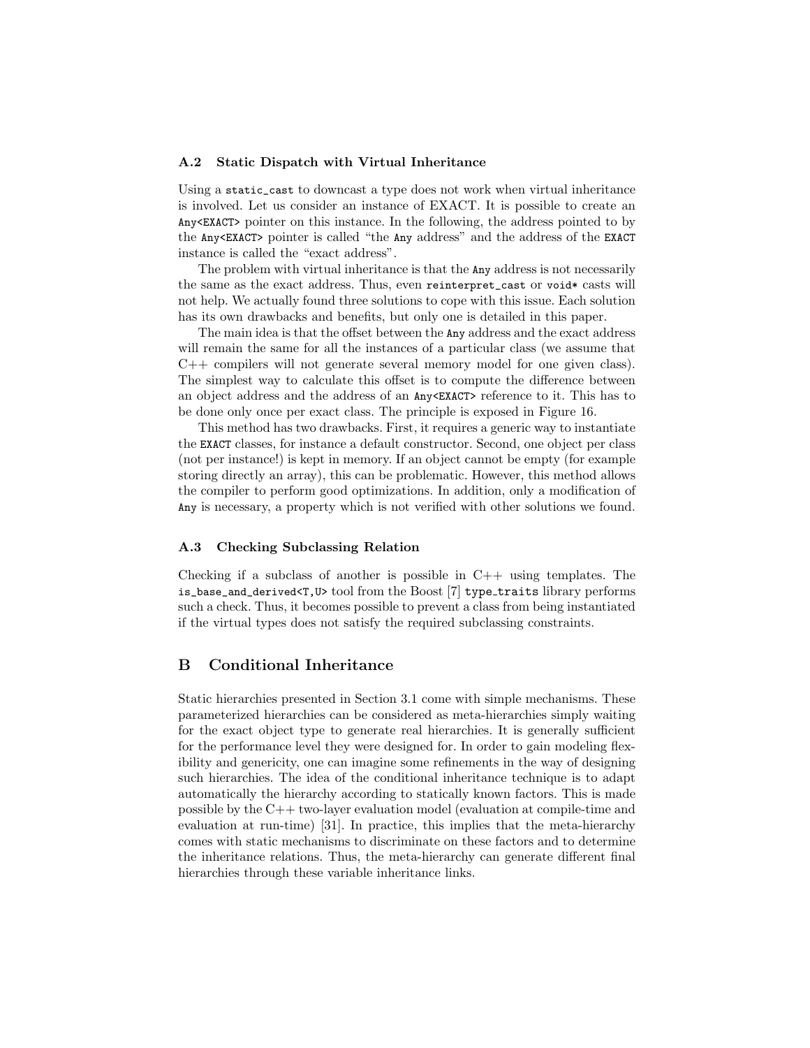### A.2 Static Dispatch with Virtual Inheritance

Using a `static_cast` to downcast a type does not work when virtual inheritance is involved. Let us consider an instance of EXACT. It is possible to create an `Any<EXACT>` pointer on this instance. In the following, the address pointed to by the `Any<EXACT>` pointer is called "the `Any` address" and the address of the `EXACT` instance is called the "exact address".

The problem with virtual inheritance is that the `Any` address is not necessarily the same as the exact address. Thus, even `reinterpret_cast` or `void*` casts will not help. We actually found three solutions to cope with this issue. Each solution has its own drawbacks and benefits, but only one is detailed in this paper.

The main idea is that the offset between the `Any` address and the exact address will remain the same for all the instances of a particular class (we assume that C++ compilers will not generate several memory model for one given class). The simplest way to calculate this offset is to compute the difference between an object address and the address of an `Any<EXACT>` reference to it. This has to be done only once per exact class. The principle is exposed in Figure 16.

This method has two drawbacks. First, it requires a generic way to instantiate the `EXACT` classes, for instance a default constructor. Second, one object per class (not per instance!) is kept in memory. If an object cannot be empty (for example storing directly an array), this can be problematic. However, this method allows the compiler to perform good optimizations. In addition, only a modification of `Any` is necessary, a property which is not verified with other solutions we found.

### A.3 Checking Subclassing Relation

Checking if a subclass of another is possible in C++ using templates. The `is_base_and_derived<T,U>` tool from the Boost [7] `type_traits` library performs such a check. Thus, it becomes possible to prevent a class from being instantiated if the virtual types does not satisfy the required subclassing constraints.

## B Conditional Inheritance

Static hierarchies presented in Section 3.1 come with simple mechanisms. These parameterized hierarchies can be considered as meta-hierarchies simply waiting for the exact object type to generate real hierarchies. It is generally sufficient for the performance level they were designed for. In order to gain modeling flexibility and genericity, one can imagine some refinements in the way of designing such hierarchies. The idea of the conditional inheritance technique is to adapt automatically the hierarchy according to statically known factors. This is made possible by the C++ two-layer evaluation model (evaluation at compile-time and evaluation at run-time) [31]. In practice, this implies that the meta-hierarchy comes with static mechanisms to discriminate on these factors and to determine the inheritance relations. Thus, the meta-hierarchy can generate different final hierarchies through these variable inheritance links.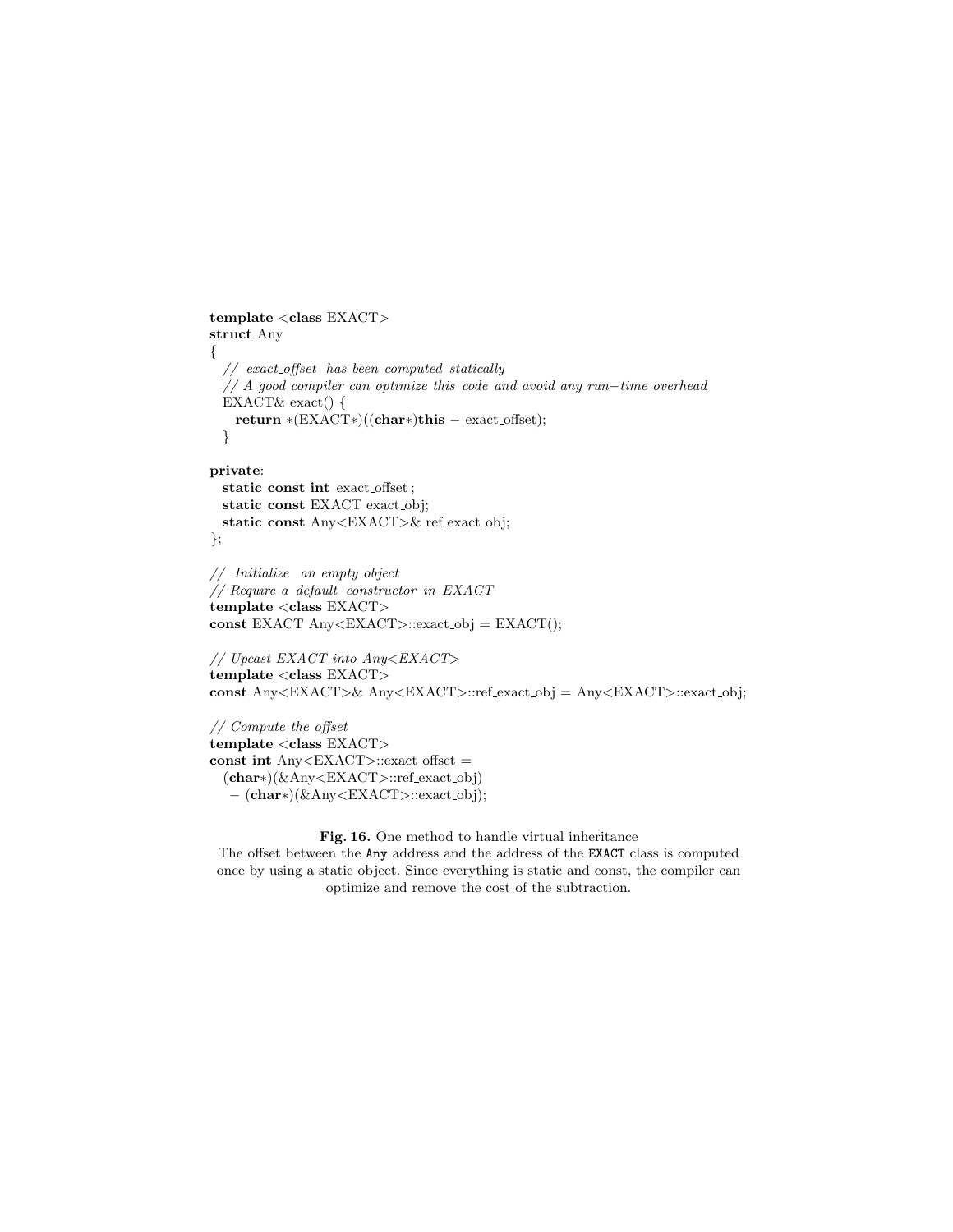```
template <class EXACT>
struct Any
{
  // exact_offset has been computed statically
  // A good compiler can optimize this code and avoid any run−time overhead
  EXACT& exact() {
    return *(EXACT*)((char*)this − exact_offset);
  }

private:
  static const int exact_offset;
  static const EXACT exact_obj;
  static const Any<EXACT>& ref_exact_obj;
};

// Initialize an empty object
// Require a default constructor in EXACT
template <class EXACT>
const EXACT Any<EXACT>::exact_obj = EXACT();

// Upcast EXACT into Any<EXACT>
template <class EXACT>
const Any<EXACT>& Any<EXACT>::ref_exact_obj = Any<EXACT>::exact_obj;

// Compute the offset
template <class EXACT>
const int Any<EXACT>::exact_offset =
  (char*)(&Any<EXACT>::ref_exact_obj)
    − (char*)(&Any<EXACT>::exact_obj);
```

**Fig. 16.** One method to handle virtual inheritance
The offset between the `Any` address and the address of the `EXACT` class is computed once by using a static object. Since everything is static and const, the compiler can optimize and remove the cost of the subtraction.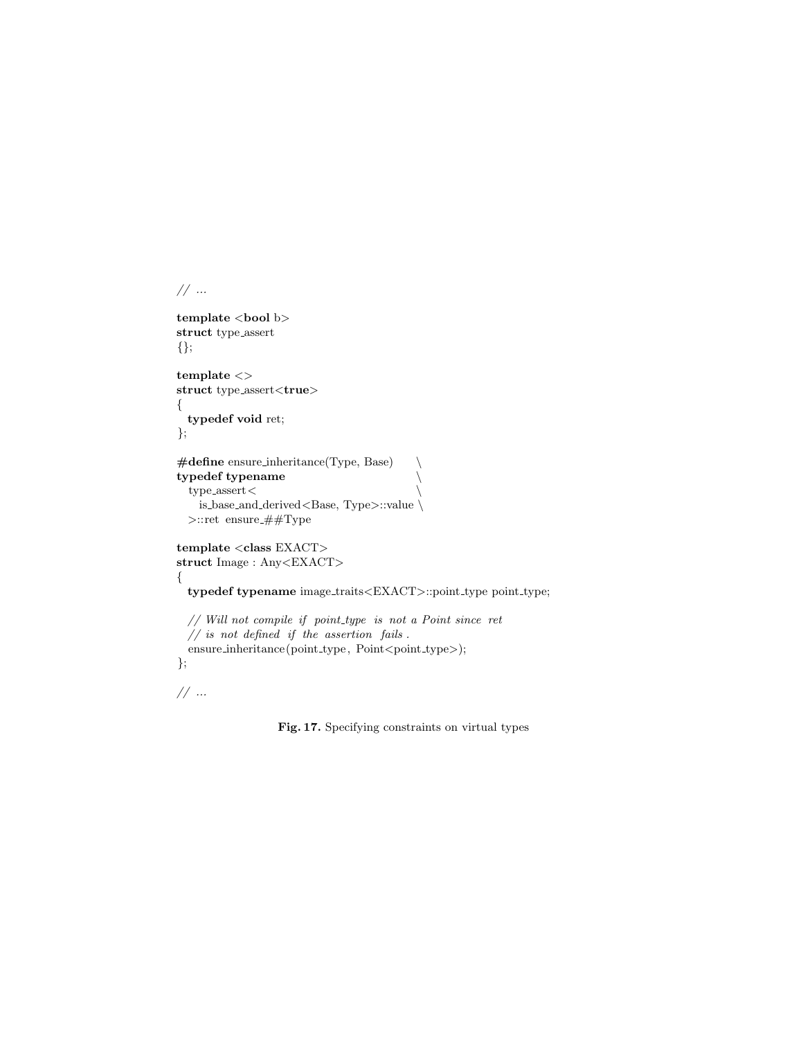```cpp
// ...

template <bool b>
struct type_assert
{};

template <>
struct type_assert<true>
{
  typedef void ret;
};

#define ensure_inheritance(Type, Base)      \
typedef typename                            \
  type_assert<                              \
    is_base_and_derived<Base, Type>::value \
  >::ret  ensure_##Type

template <class EXACT>
struct Image : Any<EXACT>
{
  typedef typename image_traits<EXACT>::point_type point_type;

  // Will not compile if point_type is not a Point since ret
  // is not defined if the assertion fails.
  ensure_inheritance(point_type, Point<point_type>);
};

// ...
```

**Fig. 17.** Specifying constraints on virtual types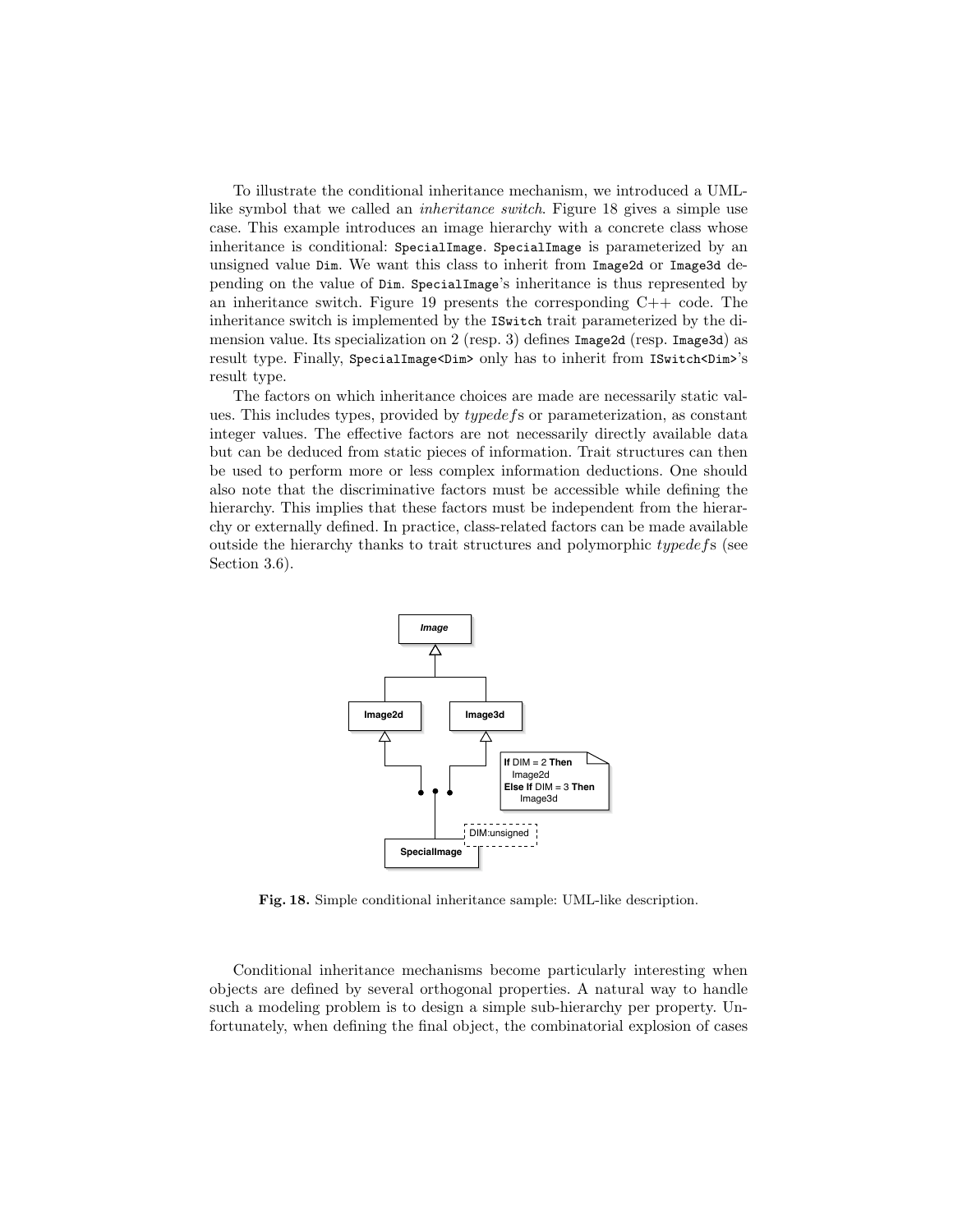To illustrate the conditional inheritance mechanism, we introduced a UML-like symbol that we called an *inheritance switch*. Figure 18 gives a simple use case. This example introduces an image hierarchy with a concrete class whose inheritance is conditional: `SpecialImage`. `SpecialImage` is parameterized by an unsigned value `Dim`. We want this class to inherit from `Image2d` or `Image3d` depending on the value of `Dim`. `SpecialImage`'s inheritance is thus represented by an inheritance switch. Figure 19 presents the corresponding C++ code. The inheritance switch is implemented by the `ISwitch` trait parameterized by the dimension value. Its specialization on 2 (resp. 3) defines `Image2d` (resp. `Image3d`) as result type. Finally, `SpecialImage<Dim>` only has to inherit from `ISwitch<Dim>`'s result type.

The factors on which inheritance choices are made are necessarily static values. This includes types, provided by *typedef*s or parameterization, as constant integer values. The effective factors are not necessarily directly available data but can be deduced from static pieces of information. Trait structures can then be used to perform more or less complex information deductions. One should also note that the discriminative factors must be accessible while defining the hierarchy. This implies that these factors must be independent from the hierarchy or externally defined. In practice, class-related factors can be made available outside the hierarchy thanks to trait structures and polymorphic *typedef*s (see Section 3.6).

**Fig. 18.** Simple conditional inheritance sample: UML-like description.

Conditional inheritance mechanisms become particularly interesting when objects are defined by several orthogonal properties. A natural way to handle such a modeling problem is to design a simple sub-hierarchy per property. Unfortunately, when defining the final object, the combinatorial explosion of cases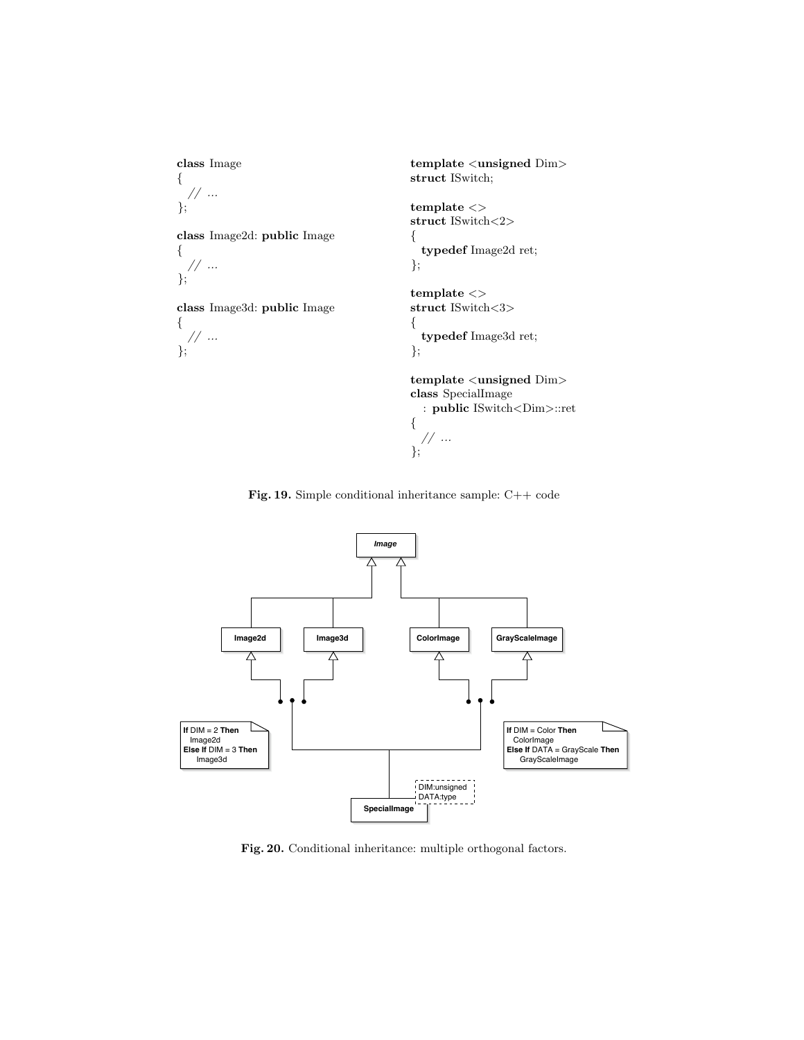```cpp
class Image
{
  // ...
};

class Image2d: public Image
{
  // ...
};

class Image3d: public Image
{
  // ...
};
```

```cpp
template <unsigned Dim>
struct ISwitch;

template <>
struct ISwitch<2>
{
  typedef Image2d ret;
};

template <>
struct ISwitch<3>
{
  typedef Image3d ret;
};

template <unsigned Dim>
class SpecialImage
  : public ISwitch<Dim>::ret
{
  // ...
};
```

**Fig. 19.** Simple conditional inheritance sample: C++ code

**Fig. 20.** Conditional inheritance: multiple orthogonal factors.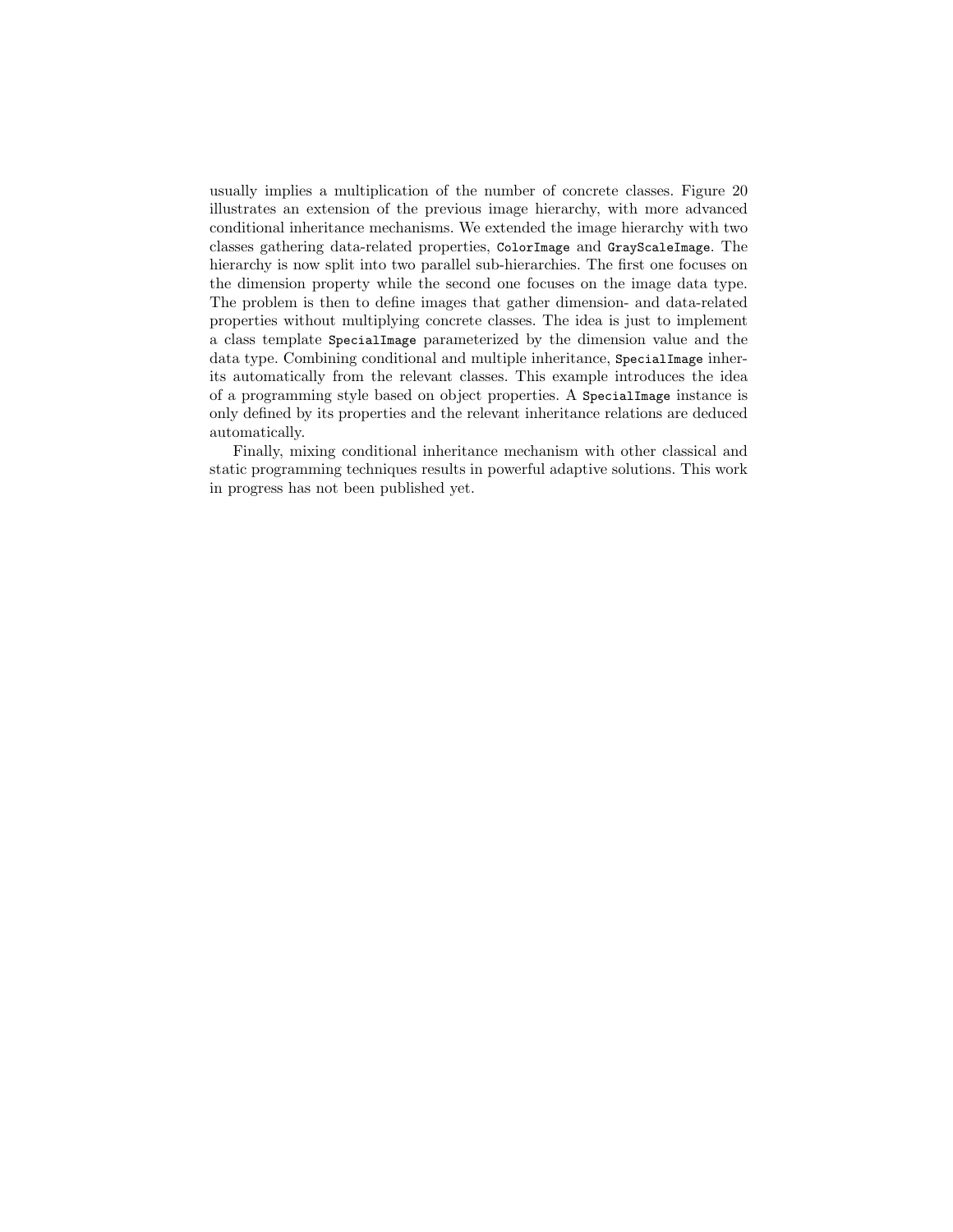usually implies a multiplication of the number of concrete classes. Figure 20 illustrates an extension of the previous image hierarchy, with more advanced conditional inheritance mechanisms. We extended the image hierarchy with two classes gathering data-related properties, `ColorImage` and `GrayScaleImage`. The hierarchy is now split into two parallel sub-hierarchies. The first one focuses on the dimension property while the second one focuses on the image data type. The problem is then to define images that gather dimension- and data-related properties without multiplying concrete classes. The idea is just to implement a class template `SpecialImage` parameterized by the dimension value and the data type. Combining conditional and multiple inheritance, `SpecialImage` inherits automatically from the relevant classes. This example introduces the idea of a programming style based on object properties. A `SpecialImage` instance is only defined by its properties and the relevant inheritance relations are deduced automatically.

Finally, mixing conditional inheritance mechanism with other classical and static programming techniques results in powerful adaptive solutions. This work in progress has not been published yet.